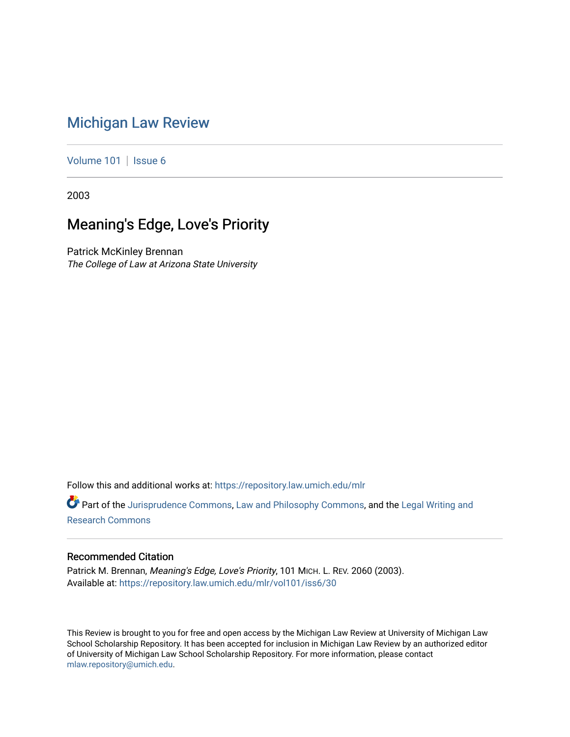# Michigan Law Review

Volume 101 | Issue 6

2003

## Meaning's Edge, Love's Priority

Patrick McKinley Brennan
*The College of Law at Arizona State University*

Follow this and additional works at: https://repository.law.umich.edu/mlr

Part of the Jurisprudence Commons, Law and Philosophy Commons, and the Legal Writing and Research Commons

### Recommended Citation

Patrick M. Brennan, *Meaning's Edge, Love's Priority*, 101 MICH. L. REV. 2060 (2003).
Available at: https://repository.law.umich.edu/mlr/vol101/iss6/30

This Review is brought to you for free and open access by the Michigan Law Review at University of Michigan Law School Scholarship Repository. It has been accepted for inclusion in Michigan Law Review by an authorized editor of University of Michigan Law School Scholarship Repository. For more information, please contact mlaw.repository@umich.edu.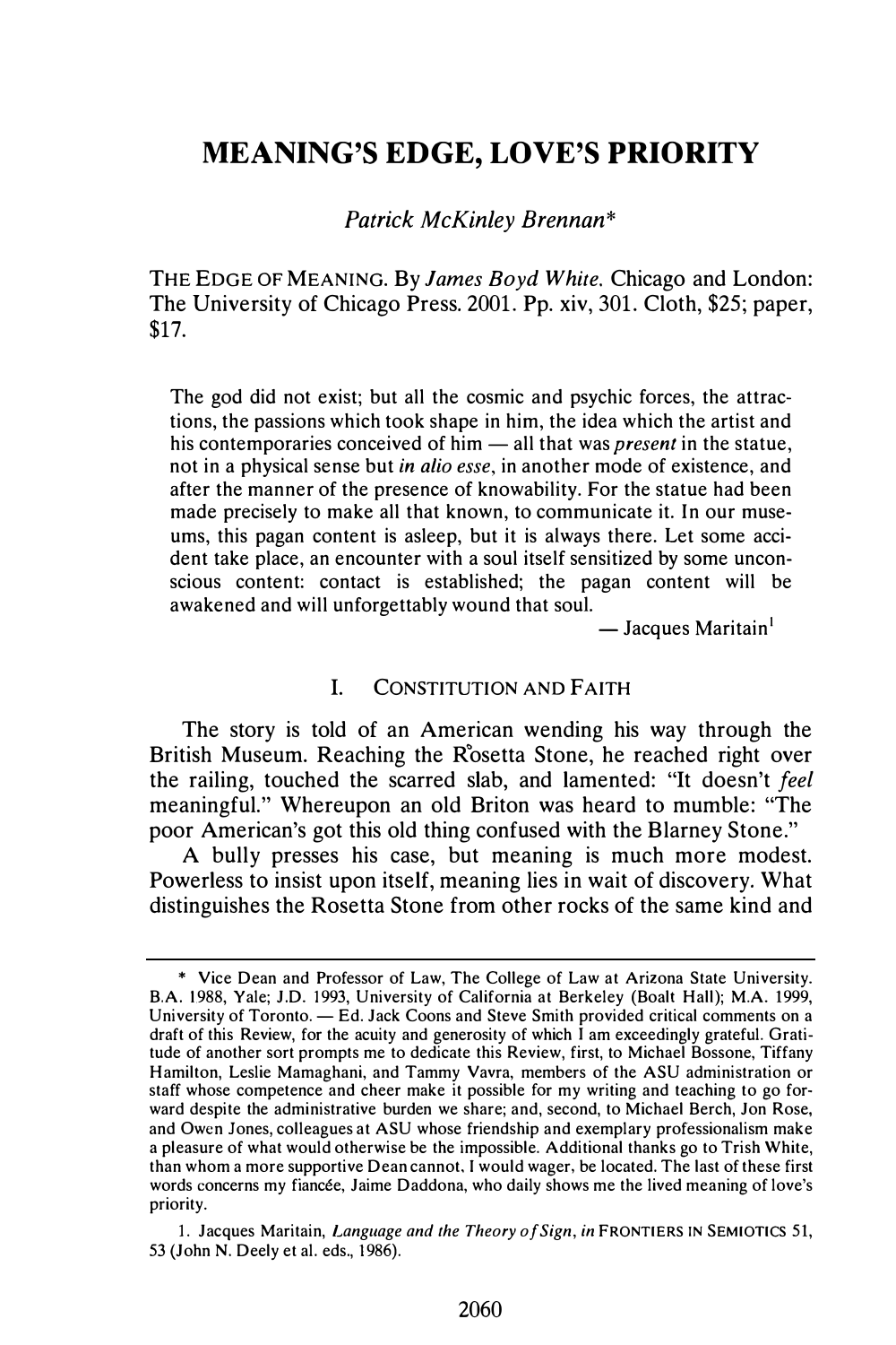# MEANING'S EDGE, LOVE'S PRIORITY

*Patrick McKinley Brennan**

THE EDGE OF MEANING. By *James Boyd White*. Chicago and London: The University of Chicago Press. 2001. Pp. xiv, 301. Cloth, $25; paper, $17.

> The god did not exist; but all the cosmic and psychic forces, the attractions, the passions which took shape in him, the idea which the artist and his contemporaries conceived of him — all that was *present* in the statue, not in a physical sense but *in alio esse*, in another mode of existence, and after the manner of the presence of knowability. For the statue had been made precisely to make all that known, to communicate it. In our museums, this pagan content is asleep, but it is always there. Let some accident take place, an encounter with a soul itself sensitized by some unconscious content: contact is established; the pagan content will be awakened and will unforgettably wound that soul.
>
> — Jacques Maritain[1]

## I. CONSTITUTION AND FAITH

The story is told of an American wending his way through the British Museum. Reaching the Rosetta Stone, he reached right over the railing, touched the scarred slab, and lamented: "It doesn't *feel* meaningful." Whereupon an old Briton was heard to mumble: "The poor American's got this old thing confused with the Blarney Stone."

A bully presses his case, but meaning is much more modest. Powerless to insist upon itself, meaning lies in wait of discovery. What distinguishes the Rosetta Stone from other rocks of the same kind and

---

\* Vice Dean and Professor of Law, The College of Law at Arizona State University. B.A. 1988, Yale; J.D. 1993, University of California at Berkeley (Boalt Hall); M.A. 1999, University of Toronto. — Ed. Jack Coons and Steve Smith provided critical comments on a draft of this Review, for the acuity and generosity of which I am exceedingly grateful. Gratitude of another sort prompts me to dedicate this Review, first, to Michael Bossone, Tiffany Hamilton, Leslie Mamaghani, and Tammy Vavra, members of the ASU administration or staff whose competence and cheer make it possible for my writing and teaching to go forward despite the administrative burden we share; and, second, to Michael Berch, Jon Rose, and Owen Jones, colleagues at ASU whose friendship and exemplary professionalism make a pleasure of what would otherwise be the impossible. Additional thanks go to Trish White, than whom a more supportive Dean cannot, I would wager, be located. The last of these first words concerns my fiancée, Jaime Daddona, who daily shows me the lived meaning of love's priority.

1. Jacques Maritain, *Language and the Theory of Sign*, *in* FRONTIERS IN SEMIOTICS 51, 53 (John N. Deely et al. eds., 1986).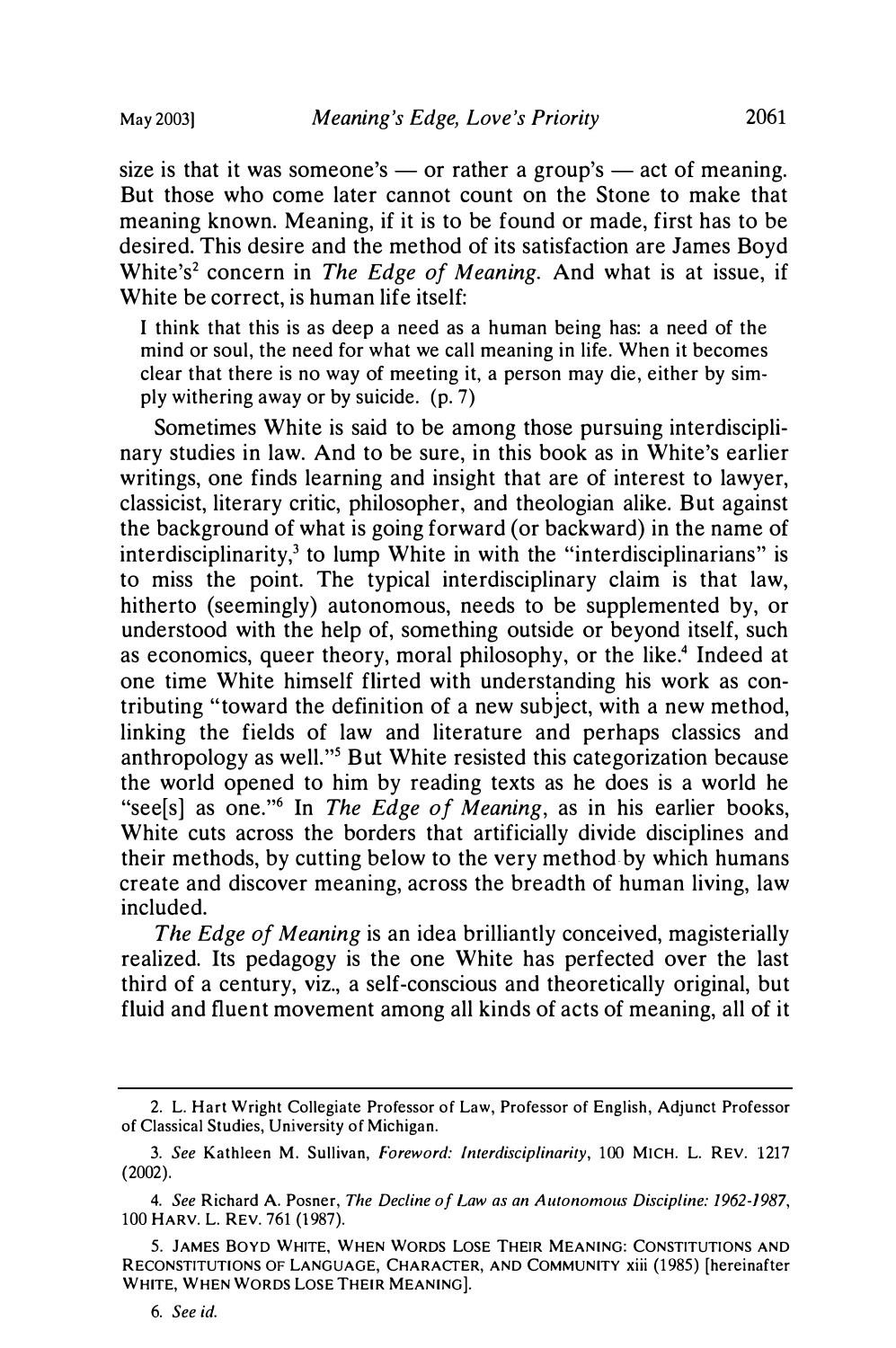size is that it was someone's — or rather a group's — act of meaning. But those who come later cannot count on the Stone to make that meaning known. Meaning, if it is to be found or made, first has to be desired. This desire and the method of its satisfaction are James Boyd White's[2] concern in *The Edge of Meaning*. And what is at issue, if White be correct, is human life itself:

> I think that this is as deep a need as a human being has: a need of the mind or soul, the need for what we call meaning in life. When it becomes clear that there is no way of meeting it, a person may die, either by simply withering away or by suicide. (p. 7)

Sometimes White is said to be among those pursuing interdisciplinary studies in law. And to be sure, in this book as in White's earlier writings, one finds learning and insight that are of interest to lawyer, classicist, literary critic, philosopher, and theologian alike. But against the background of what is going forward (or backward) in the name of interdisciplinarity,[3] to lump White in with the "interdisciplinarians" is to miss the point. The typical interdisciplinary claim is that law, hitherto (seemingly) autonomous, needs to be supplemented by, or understood with the help of, something outside or beyond itself, such as economics, queer theory, moral philosophy, or the like.[4] Indeed at one time White himself flirted with understanding his work as contributing "toward the definition of a new subject, with a new method, linking the fields of law and literature and perhaps classics and anthropology as well."[5] But White resisted this categorization because the world opened to him by reading texts as he does is a world he "see[s] as one."[6] In *The Edge of Meaning*, as in his earlier books, White cuts across the borders that artificially divide disciplines and their methods, by cutting below to the very method by which humans create and discover meaning, across the breadth of human living, law included.

*The Edge of Meaning* is an idea brilliantly conceived, magisterially realized. Its pedagogy is the one White has perfected over the last third of a century, viz., a self-conscious and theoretically original, but fluid and fluent movement among all kinds of acts of meaning, all of it

---

2. L. Hart Wright Collegiate Professor of Law, Professor of English, Adjunct Professor of Classical Studies, University of Michigan.

3. *See* Kathleen M. Sullivan, *Foreword: Interdisciplinarity*, 100 MICH. L. REV. 1217 (2002).

4. *See* Richard A. Posner, *The Decline of Law as an Autonomous Discipline: 1962-1987*, 100 HARV. L. REV. 761 (1987).

5. JAMES BOYD WHITE, WHEN WORDS LOSE THEIR MEANING: CONSTITUTIONS AND RECONSTITUTIONS OF LANGUAGE, CHARACTER, AND COMMUNITY xiii (1985) [hereinafter WHITE, WHEN WORDS LOSE THEIR MEANING].

6. *See id.*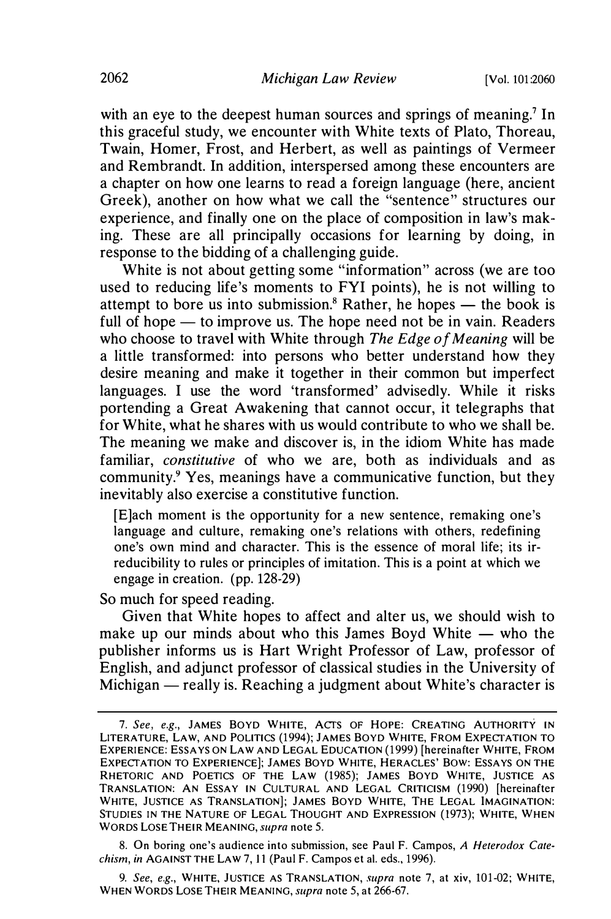with an eye to the deepest human sources and springs of meaning.[7] In this graceful study, we encounter with White texts of Plato, Thoreau, Twain, Homer, Frost, and Herbert, as well as paintings of Vermeer and Rembrandt. In addition, interspersed among these encounters are a chapter on how one learns to read a foreign language (here, ancient Greek), another on how what we call the "sentence" structures our experience, and finally one on the place of composition in law's making. These are all principally occasions for learning by doing, in response to the bidding of a challenging guide.

White is not about getting some "information" across (we are too used to reducing life's moments to FYI points), he is not willing to attempt to bore us into submission.[8] Rather, he hopes — the book is full of hope — to improve us. The hope need not be in vain. Readers who choose to travel with White through *The Edge of Meaning* will be a little transformed: into persons who better understand how they desire meaning and make it together in their common but imperfect languages. I use the word 'transformed' advisedly. While it risks portending a Great Awakening that cannot occur, it telegraphs that for White, what he shares with us would contribute to who we shall be. The meaning we make and discover is, in the idiom White has made familiar, *constitutive* of who we are, both as individuals and as community.[9] Yes, meanings have a communicative function, but they inevitably also exercise a constitutive function.

> [E]ach moment is the opportunity for a new sentence, remaking one's language and culture, remaking one's relations with others, redefining one's own mind and character. This is the essence of moral life; its irreducibility to rules or principles of imitation. This is a point at which we engage in creation. (pp. 128-29)

So much for speed reading.

Given that White hopes to affect and alter us, we should wish to make up our minds about who this James Boyd White — who the publisher informs us is Hart Wright Professor of Law, professor of English, and adjunct professor of classical studies in the University of Michigan — really is. Reaching a judgment about White's character is

---

7. *See, e.g.*, JAMES BOYD WHITE, ACTS OF HOPE: CREATING AUTHORITY IN LITERATURE, LAW, AND POLITICS (1994); JAMES BOYD WHITE, FROM EXPECTATION TO EXPERIENCE: ESSAYS ON LAW AND LEGAL EDUCATION (1999) [hereinafter WHITE, FROM EXPECTATION TO EXPERIENCE]; JAMES BOYD WHITE, HERACLES' BOW: ESSAYS ON THE RHETORIC AND POETICS OF THE LAW (1985); JAMES BOYD WHITE, JUSTICE AS TRANSLATION: AN ESSAY IN CULTURAL AND LEGAL CRITICISM (1990) [hereinafter WHITE, JUSTICE AS TRANSLATION]; JAMES BOYD WHITE, THE LEGAL IMAGINATION: STUDIES IN THE NATURE OF LEGAL THOUGHT AND EXPRESSION (1973); WHITE, WHEN WORDS LOSE THEIR MEANING, *supra* note 5.

8. On boring one's audience into submission, see Paul F. Campos, *A Heterodox Catechism*, *in* AGAINST THE LAW 7, 11 (Paul F. Campos et al. eds., 1996).

9. *See, e.g.*, WHITE, JUSTICE AS TRANSLATION, *supra* note 7, at xiv, 101-02; WHITE, WHEN WORDS LOSE THEIR MEANING, *supra* note 5, at 266-67.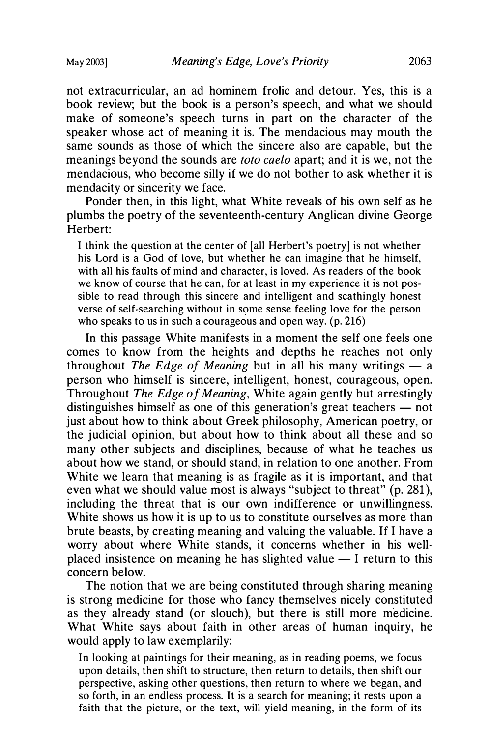not extracurricular, an ad hominem frolic and detour. Yes, this is a book review; but the book is a person's speech, and what we should make of someone's speech turns in part on the character of the speaker whose act of meaning it is. The mendacious may mouth the same sounds as those of which the sincere also are capable, but the meanings beyond the sounds are *toto caelo* apart; and it is we, not the mendacious, who become silly if we do not bother to ask whether it is mendacity or sincerity we face.

Ponder then, in this light, what White reveals of his own self as he plumbs the poetry of the seventeenth-century Anglican divine George Herbert:

> I think the question at the center of [all Herbert's poetry] is not whether his Lord is a God of love, but whether he can imagine that he himself, with all his faults of mind and character, is loved. As readers of the book we know of course that he can, for at least in my experience it is not possible to read through this sincere and intelligent and scathingly honest verse of self-searching without in some sense feeling love for the person who speaks to us in such a courageous and open way. (p. 216)

In this passage White manifests in a moment the self one feels one comes to know from the heights and depths he reaches not only throughout *The Edge of Meaning* but in all his many writings — a person who himself is sincere, intelligent, honest, courageous, open. Throughout *The Edge of Meaning*, White again gently but arrestingly distinguishes himself as one of this generation's great teachers — not just about how to think about Greek philosophy, American poetry, or the judicial opinion, but about how to think about all these and so many other subjects and disciplines, because of what he teaches us about how we stand, or should stand, in relation to one another. From White we learn that meaning is as fragile as it is important, and that even what we should value most is always "subject to threat" (p. 281), including the threat that is our own indifference or unwillingness. White shows us how it is up to us to constitute ourselves as more than brute beasts, by creating meaning and valuing the valuable. If I have a worry about where White stands, it concerns whether in his well-placed insistence on meaning he has slighted value — I return to this concern below.

The notion that we are being constituted through sharing meaning is strong medicine for those who fancy themselves nicely constituted as they already stand (or slouch), but there is still more medicine. What White says about faith in other areas of human inquiry, he would apply to law exemplarily:

> In looking at paintings for their meaning, as in reading poems, we focus upon details, then shift to structure, then return to details, then shift our perspective, asking other questions, then return to where we began, and so forth, in an endless process. It is a search for meaning; it rests upon a faith that the picture, or the text, will yield meaning, in the form of its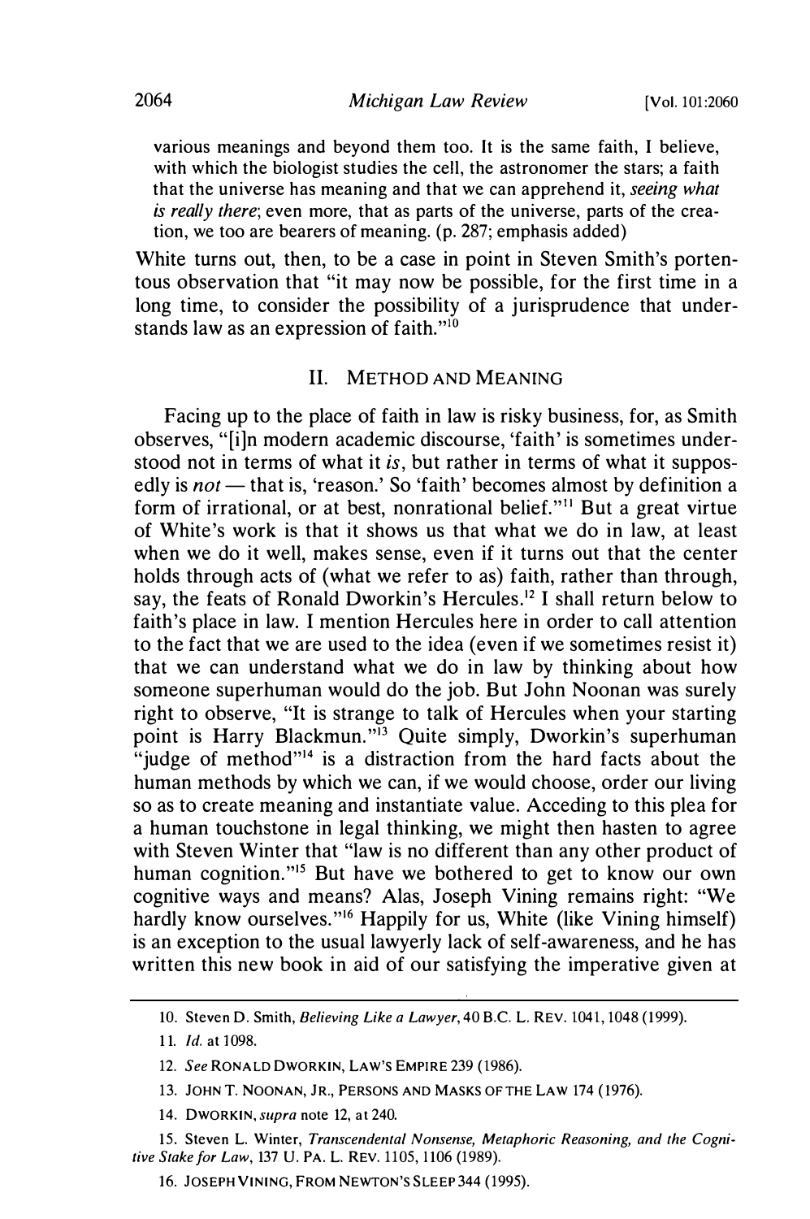various meanings and beyond them too. It is the same faith, I believe, with which the biologist studies the cell, the astronomer the stars; a faith that the universe has meaning and that we can apprehend it, *seeing what is really there*; even more, that as parts of the universe, parts of the creation, we too are bearers of meaning. (p. 287; emphasis added)

White turns out, then, to be a case in point in Steven Smith's portentous observation that "it may now be possible, for the first time in a long time, to consider the possibility of a jurisprudence that understands law as an expression of faith."[10]

## II. METHOD AND MEANING

Facing up to the place of faith in law is risky business, for, as Smith observes, "[i]n modern academic discourse, 'faith' is sometimes understood not in terms of what it *is*, but rather in terms of what it supposedly is *not* — that is, 'reason.' So 'faith' becomes almost by definition a form of irrational, or at best, nonrational belief."[11] But a great virtue of White's work is that it shows us that what we do in law, at least when we do it well, makes sense, even if it turns out that the center holds through acts of (what we refer to as) faith, rather than through, say, the feats of Ronald Dworkin's Hercules.[12] I shall return below to faith's place in law. I mention Hercules here in order to call attention to the fact that we are used to the idea (even if we sometimes resist it) that we can understand what we do in law by thinking about how someone superhuman would do the job. But John Noonan was surely right to observe, "It is strange to talk of Hercules when your starting point is Harry Blackmun."[13] Quite simply, Dworkin's superhuman "judge of method"[14] is a distraction from the hard facts about the human methods by which we can, if we would choose, order our living so as to create meaning and instantiate value. Acceding to this plea for a human touchstone in legal thinking, we might then hasten to agree with Steven Winter that "law is no different than any other product of human cognition."[15] But have we bothered to get to know our own cognitive ways and means? Alas, Joseph Vining remains right: "We hardly know ourselves."[16] Happily for us, White (like Vining himself) is an exception to the usual lawyerly lack of self-awareness, and he has written this new book in aid of our satisfying the imperative given at

---

10. Steven D. Smith, *Believing Like a Lawyer*, 40 B.C. L. REV. 1041, 1048 (1999).

11. *Id.* at 1098.

12. *See* RONALD DWORKIN, LAW'S EMPIRE 239 (1986).

13. JOHN T. NOONAN, JR., PERSONS AND MASKS OF THE LAW 174 (1976).

14. DWORKIN, *supra* note 12, at 240.

15. Steven L. Winter, *Transcendental Nonsense, Metaphoric Reasoning, and the Cognitive Stake for Law*, 137 U. PA. L. REV. 1105, 1106 (1989).

16. JOSEPH VINING, FROM NEWTON'S SLEEP 344 (1995).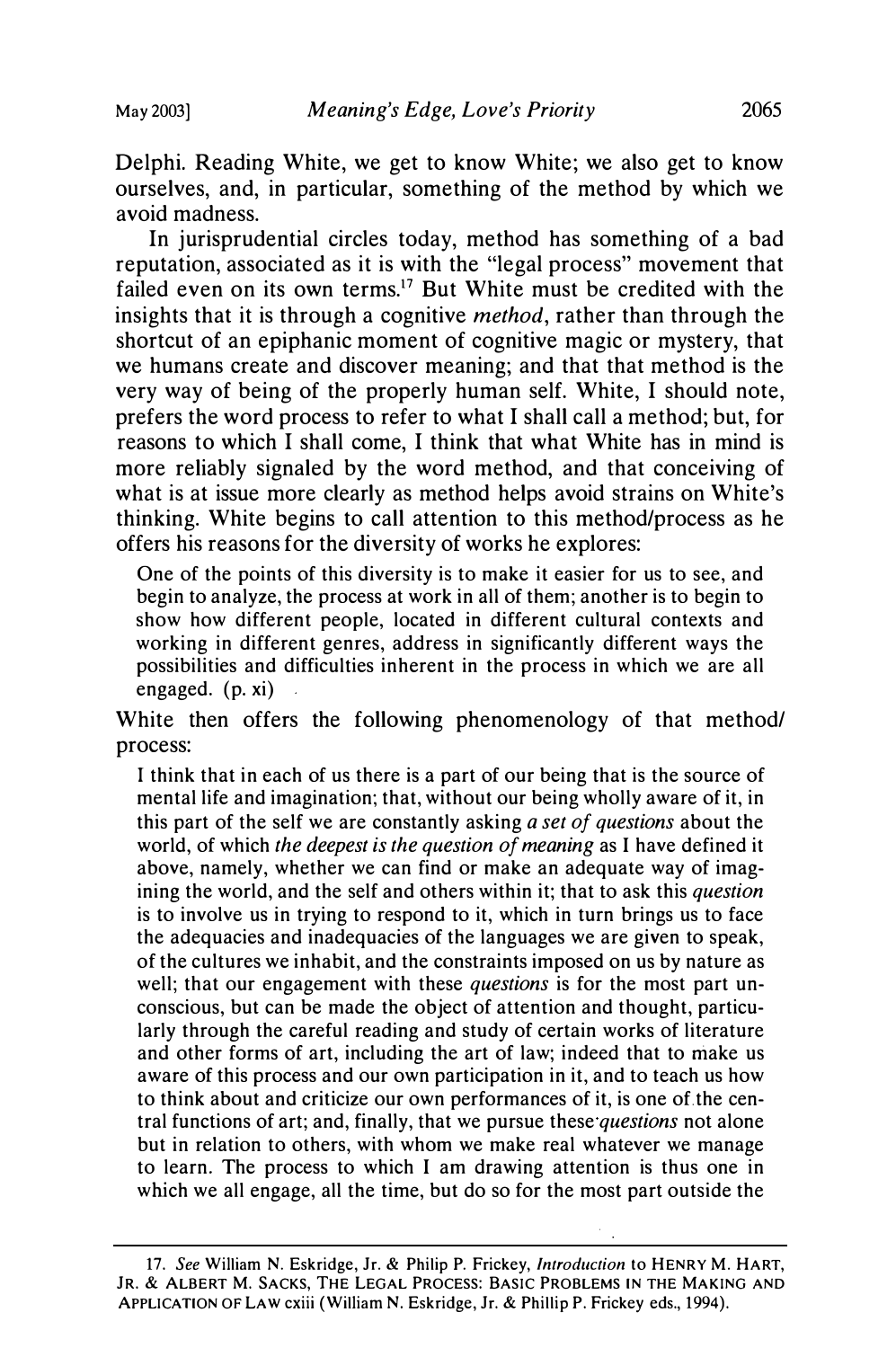Delphi. Reading White, we get to know White; we also get to know ourselves, and, in particular, something of the method by which we avoid madness.

In jurisprudential circles today, method has something of a bad reputation, associated as it is with the "legal process" movement that failed even on its own terms.[17] But White must be credited with the insights that it is through a cognitive *method*, rather than through the shortcut of an epiphanic moment of cognitive magic or mystery, that we humans create and discover meaning; and that that method is the very way of being of the properly human self. White, I should note, prefers the word process to refer to what I shall call a method; but, for reasons to which I shall come, I think that what White has in mind is more reliably signaled by the word method, and that conceiving of what is at issue more clearly as method helps avoid strains on White's thinking. White begins to call attention to this method/process as he offers his reasons for the diversity of works he explores:

> One of the points of this diversity is to make it easier for us to see, and begin to analyze, the process at work in all of them; another is to begin to show how different people, located in different cultural contexts and working in different genres, address in significantly different ways the possibilities and difficulties inherent in the process in which we are all engaged. (p. xi)

White then offers the following phenomenology of that method/ process:

> I think that in each of us there is a part of our being that is the source of mental life and imagination; that, without our being wholly aware of it, in this part of the self we are constantly asking *a set of questions* about the world, of which *the deepest is the question of meaning* as I have defined it above, namely, whether we can find or make an adequate way of imagining the world, and the self and others within it; that to ask this *question* is to involve us in trying to respond to it, which in turn brings us to face the adequacies and inadequacies of the languages we are given to speak, of the cultures we inhabit, and the constraints imposed on us by nature as well; that our engagement with these *questions* is for the most part unconscious, but can be made the object of attention and thought, particularly through the careful reading and study of certain works of literature and other forms of art, including the art of law; indeed that to make us aware of this process and our own participation in it, and to teach us how to think about and criticize our own performances of it, is one of the central functions of art; and, finally, that we pursue these *questions* not alone but in relation to others, with whom we make real whatever we manage to learn. The process to which I am drawing attention is thus one in which we all engage, all the time, but do so for the most part outside the

17. *See* William N. Eskridge, Jr. & Philip P. Frickey, *Introduction* to HENRY M. HART, JR. & ALBERT M. SACKS, THE LEGAL PROCESS: BASIC PROBLEMS IN THE MAKING AND APPLICATION OF LAW cxiii (William N. Eskridge, Jr. & Phillip P. Frickey eds., 1994).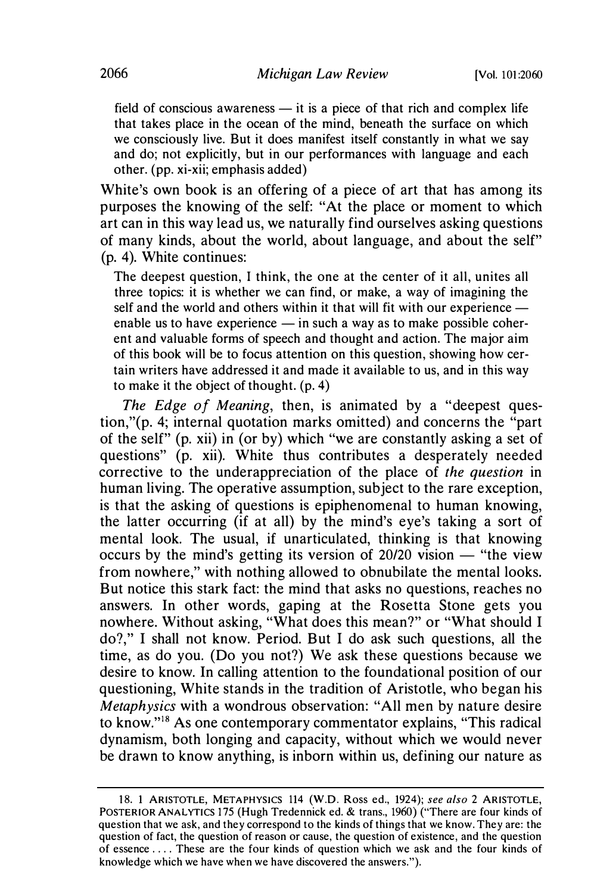> field of conscious awareness — it is a piece of that rich and complex life that takes place in the ocean of the mind, beneath the surface on which we consciously live. But it does manifest itself constantly in what we say and do; not explicitly, but in our performances with language and each other. (pp. xi-xii; emphasis added)

White's own book is an offering of a piece of art that has among its purposes the knowing of the self: "At the place or moment to which art can in this way lead us, we naturally find ourselves asking questions of many kinds, about the world, about language, and about the self" (p. 4). White continues:

> The deepest question, I think, the one at the center of it all, unites all three topics: it is whether we can find, or make, a way of imagining the self and the world and others within it that will fit with our experience — enable us to have experience — in such a way as to make possible coherent and valuable forms of speech and thought and action. The major aim of this book will be to focus attention on this question, showing how certain writers have addressed it and made it available to us, and in this way to make it the object of thought. (p. 4)

*The Edge of Meaning*, then, is animated by a "deepest question,"(p. 4; internal quotation marks omitted) and concerns the "part of the self" (p. xii) in (or by) which "we are constantly asking a set of questions" (p. xii). White thus contributes a desperately needed corrective to the underappreciation of the place of *the question* in human living. The operative assumption, subject to the rare exception, is that the asking of questions is epiphenomenal to human knowing, the latter occurring (if at all) by the mind's eye's taking a sort of mental look. The usual, if unarticulated, thinking is that knowing occurs by the mind's getting its version of 20/20 vision — "the view from nowhere," with nothing allowed to obnubilate the mental looks. But notice this stark fact: the mind that asks no questions, reaches no answers. In other words, gaping at the Rosetta Stone gets you nowhere. Without asking, "What does this mean?" or "What should I do?," I shall not know. Period. But I do ask such questions, all the time, as do you. (Do you not?) We ask these questions because we desire to know. In calling attention to the foundational position of our questioning, White stands in the tradition of Aristotle, who began his *Metaphysics* with a wondrous observation: "All men by nature desire to know."[18] As one contemporary commentator explains, "This radical dynamism, both longing and capacity, without which we would never be drawn to know anything, is inborn within us, defining our nature as

---

18. 1 ARISTOTLE, METAPHYSICS 114 (W.D. Ross ed., 1924); *see also* 2 ARISTOTLE, POSTERIOR ANALYTICS 175 (Hugh Tredennick ed. & trans., 1960) ("There are four kinds of question that we ask, and they correspond to the kinds of things that we know. They are: the question of fact, the question of reason or cause, the question of existence, and the question of essence .... These are the four kinds of question which we ask and the four kinds of knowledge which we have when we have discovered the answers.").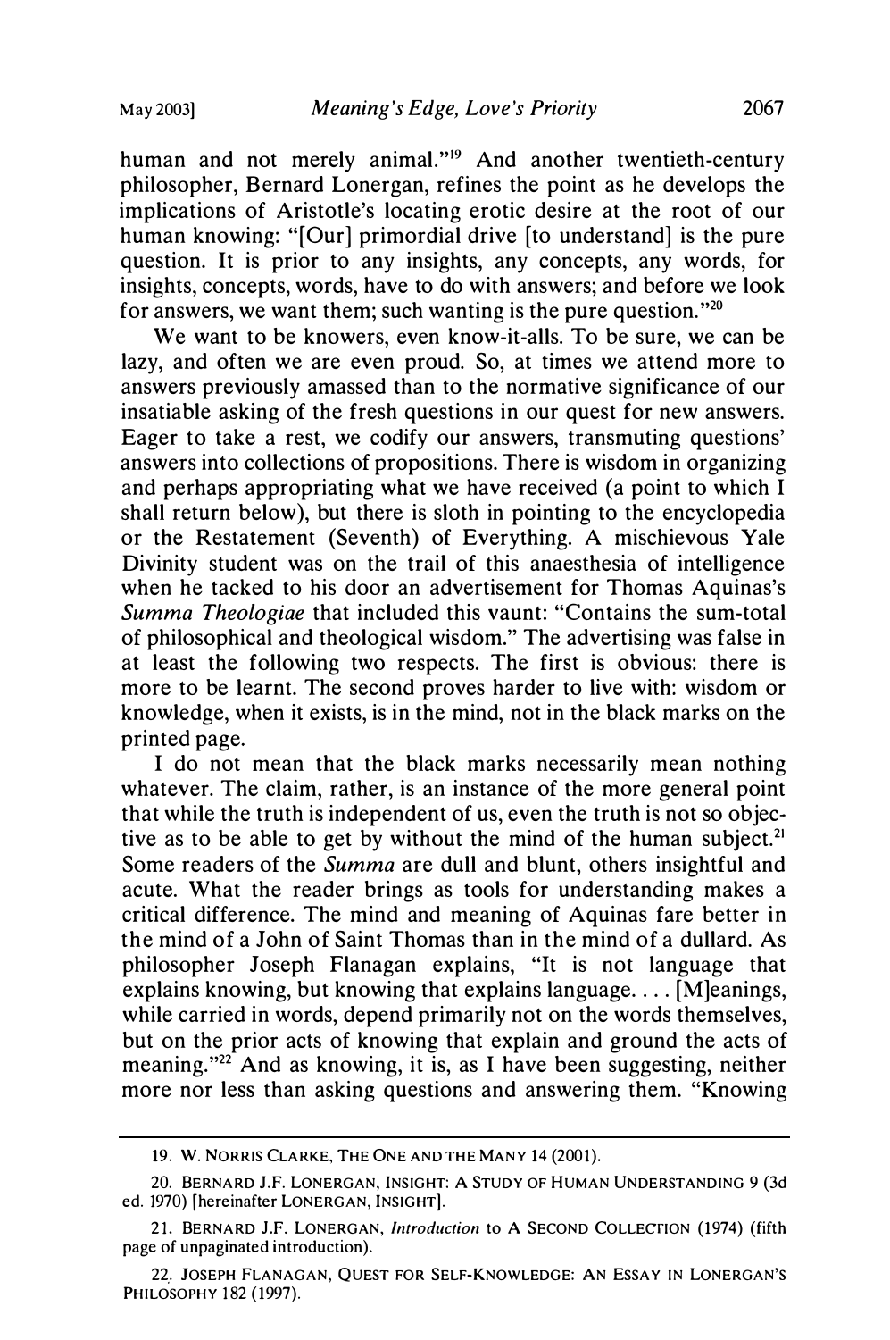human and not merely animal."[19] And another twentieth-century philosopher, Bernard Lonergan, refines the point as he develops the implications of Aristotle's locating erotic desire at the root of our human knowing: "[Our] primordial drive [to understand] is the pure question. It is prior to any insights, any concepts, any words, for insights, concepts, words, have to do with answers; and before we look for answers, we want them; such wanting is the pure question."[20]

We want to be knowers, even know-it-alls. To be sure, we can be lazy, and often we are even proud. So, at times we attend more to answers previously amassed than to the normative significance of our insatiable asking of the fresh questions in our quest for new answers. Eager to take a rest, we codify our answers, transmuting questions' answers into collections of propositions. There is wisdom in organizing and perhaps appropriating what we have received (a point to which I shall return below), but there is sloth in pointing to the encyclopedia or the Restatement (Seventh) of Everything. A mischievous Yale Divinity student was on the trail of this anaesthesia of intelligence when he tacked to his door an advertisement for Thomas Aquinas's *Summa Theologiae* that included this vaunt: "Contains the sum-total of philosophical and theological wisdom." The advertising was false in at least the following two respects. The first is obvious: there is more to be learnt. The second proves harder to live with: wisdom or knowledge, when it exists, is in the mind, not in the black marks on the printed page.

I do not mean that the black marks necessarily mean nothing whatever. The claim, rather, is an instance of the more general point that while the truth is independent of us, even the truth is not so objective as to be able to get by without the mind of the human subject.[21] Some readers of the *Summa* are dull and blunt, others insightful and acute. What the reader brings as tools for understanding makes a critical difference. The mind and meaning of Aquinas fare better in the mind of a John of Saint Thomas than in the mind of a dullard. As philosopher Joseph Flanagan explains, "It is not language that explains knowing, but knowing that explains language. . . . [M]eanings, while carried in words, depend primarily not on the words themselves, but on the prior acts of knowing that explain and ground the acts of meaning."[22] And as knowing, it is, as I have been suggesting, neither more nor less than asking questions and answering them. "Knowing

---

19. W. NORRIS CLARKE, THE ONE AND THE MANY 14 (2001).

20. BERNARD J.F. LONERGAN, INSIGHT: A STUDY OF HUMAN UNDERSTANDING 9 (3d ed. 1970) [hereinafter LONERGAN, INSIGHT].

21. BERNARD J.F. LONERGAN, *Introduction* to A SECOND COLLECTION (1974) (fifth page of unpaginated introduction).

22. JOSEPH FLANAGAN, QUEST FOR SELF-KNOWLEDGE: AN ESSAY IN LONERGAN'S PHILOSOPHY 182 (1997).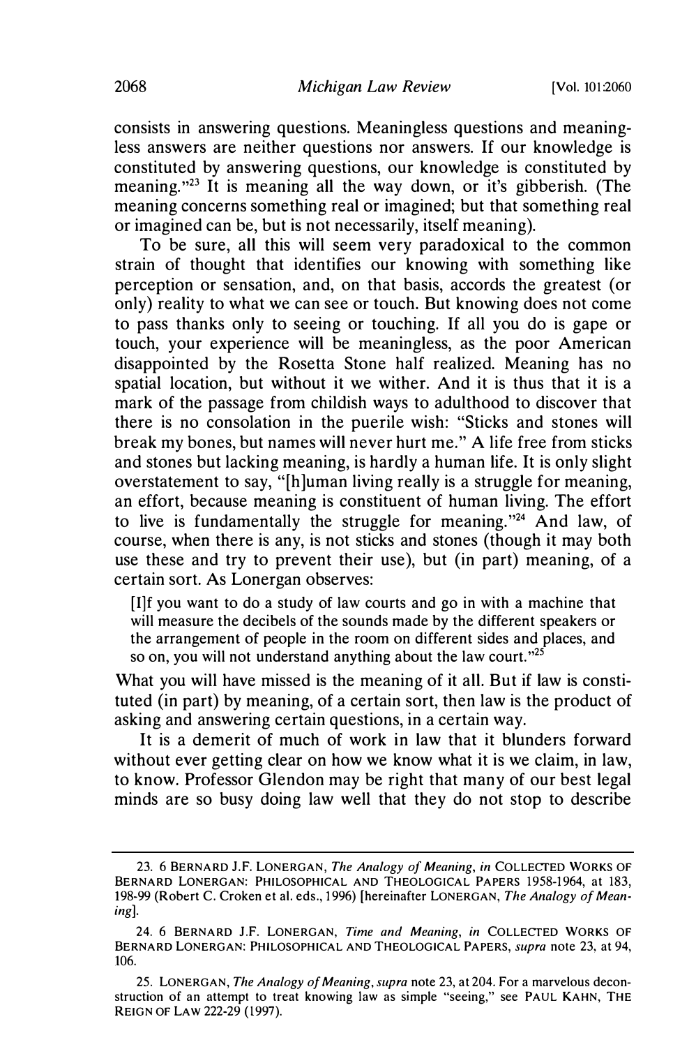consists in answering questions. Meaningless questions and meaningless answers are neither questions nor answers. If our knowledge is constituted by answering questions, our knowledge is constituted by meaning."[23] It is meaning all the way down, or it's gibberish. (The meaning concerns something real or imagined; but that something real or imagined can be, but is not necessarily, itself meaning).

To be sure, all this will seem very paradoxical to the common strain of thought that identifies our knowing with something like perception or sensation, and, on that basis, accords the greatest (or only) reality to what we can see or touch. But knowing does not come to pass thanks only to seeing or touching. If all you do is gape or touch, your experience will be meaningless, as the poor American disappointed by the Rosetta Stone half realized. Meaning has no spatial location, but without it we wither. And it is thus that it is a mark of the passage from childish ways to adulthood to discover that there is no consolation in the puerile wish: "Sticks and stones will break my bones, but names will never hurt me." A life free from sticks and stones but lacking meaning, is hardly a human life. It is only slight overstatement to say, "[h]uman living really is a struggle for meaning, an effort, because meaning is constituent of human living. The effort to live is fundamentally the struggle for meaning."[24] And law, of course, when there is any, is not sticks and stones (though it may both use these and try to prevent their use), but (in part) meaning, of a certain sort. As Lonergan observes:

> [I]f you want to do a study of law courts and go in with a machine that will measure the decibels of the sounds made by the different speakers or the arrangement of people in the room on different sides and places, and so on, you will not understand anything about the law court."[25]

What you will have missed is the meaning of it all. But if law is constituted (in part) by meaning, of a certain sort, then law is the product of asking and answering certain questions, in a certain way.

It is a demerit of much of work in law that it blunders forward without ever getting clear on how we know what it is we claim, in law, to know. Professor Glendon may be right that many of our best legal minds are so busy doing law well that they do not stop to describe

---

23. 6 BERNARD J.F. LONERGAN, *The Analogy of Meaning*, *in* COLLECTED WORKS OF BERNARD LONERGAN: PHILOSOPHICAL AND THEOLOGICAL PAPERS 1958-1964, at 183, 198-99 (Robert C. Croken et al. eds., 1996) [hereinafter LONERGAN, *The Analogy of Meaning*].

24. 6 BERNARD J.F. LONERGAN, *Time and Meaning*, *in* COLLECTED WORKS OF BERNARD LONERGAN: PHILOSOPHICAL AND THEOLOGICAL PAPERS, *supra* note 23, at 94, 106.

25. LONERGAN, *The Analogy of Meaning*, *supra* note 23, at 204. For a marvelous deconstruction of an attempt to treat knowing law as simple "seeing," see PAUL KAHN, THE REIGN OF LAW 222-29 (1997).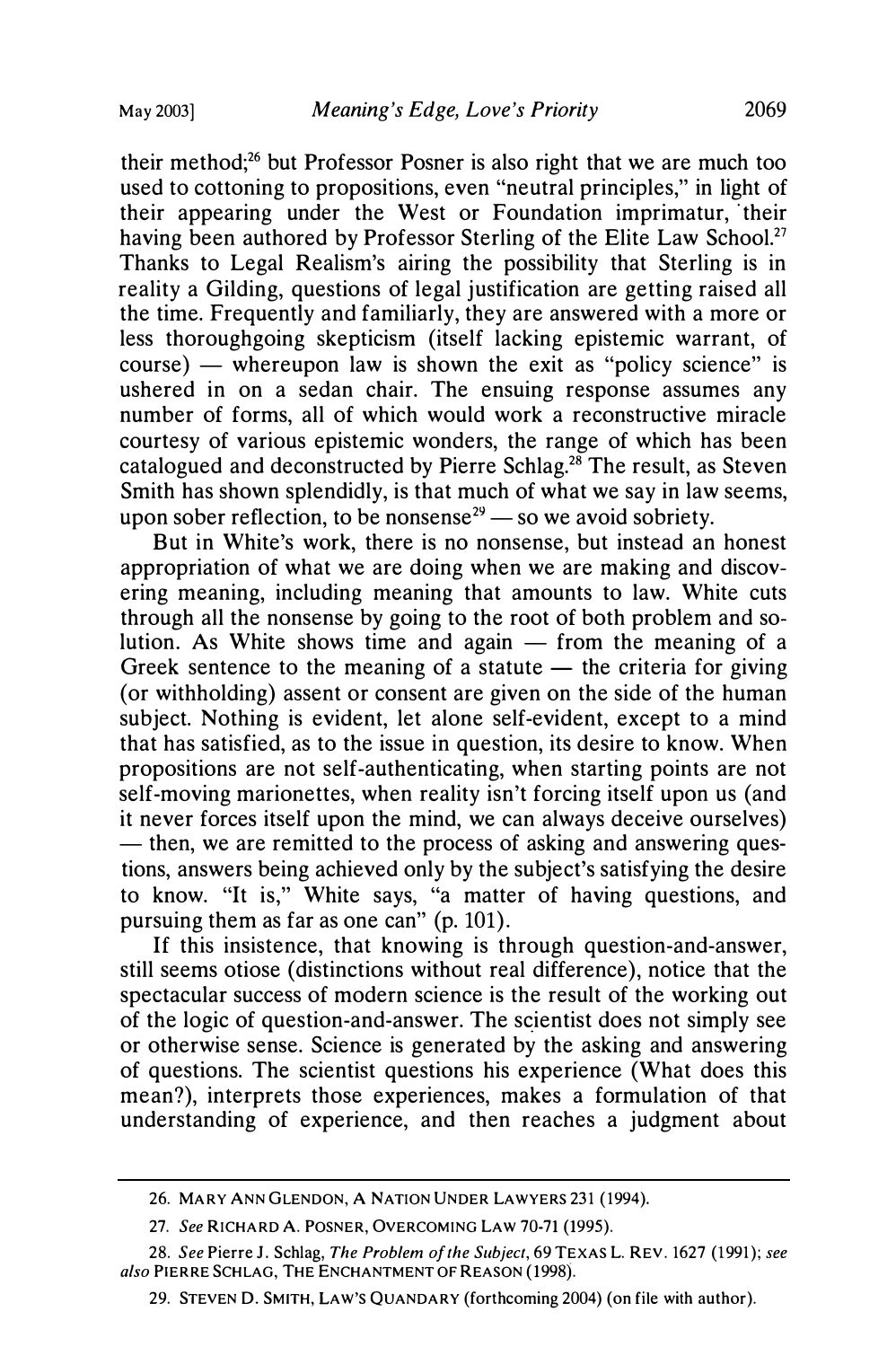their method;[26] but Professor Posner is also right that we are much too used to cottoning to propositions, even "neutral principles," in light of their appearing under the West or Foundation imprimatur, their having been authored by Professor Sterling of the Elite Law School.[27] Thanks to Legal Realism's airing the possibility that Sterling is in reality a Gilding, questions of legal justification are getting raised all the time. Frequently and familiarly, they are answered with a more or less thoroughgoing skepticism (itself lacking epistemic warrant, of course) — whereupon law is shown the exit as "policy science" is ushered in on a sedan chair. The ensuing response assumes any number of forms, all of which would work a reconstructive miracle courtesy of various epistemic wonders, the range of which has been catalogued and deconstructed by Pierre Schlag.[28] The result, as Steven Smith has shown splendidly, is that much of what we say in law seems, upon sober reflection, to be nonsense[29] — so we avoid sobriety.

But in White's work, there is no nonsense, but instead an honest appropriation of what we are doing when we are making and discovering meaning, including meaning that amounts to law. White cuts through all the nonsense by going to the root of both problem and solution. As White shows time and again — from the meaning of a Greek sentence to the meaning of a statute — the criteria for giving (or withholding) assent or consent are given on the side of the human subject. Nothing is evident, let alone self-evident, except to a mind that has satisfied, as to the issue in question, its desire to know. When propositions are not self-authenticating, when starting points are not self-moving marionettes, when reality isn't forcing itself upon us (and it never forces itself upon the mind, we can always deceive ourselves) — then, we are remitted to the process of asking and answering questions, answers being achieved only by the subject's satisfying the desire to know. "It is," White says, "a matter of having questions, and pursuing them as far as one can" (p. 101).

If this insistence, that knowing is through question-and-answer, still seems otiose (distinctions without real difference), notice that the spectacular success of modern science is the result of the working out of the logic of question-and-answer. The scientist does not simply see or otherwise sense. Science is generated by the asking and answering of questions. The scientist questions his experience (What does this mean?), interprets those experiences, makes a formulation of that understanding of experience, and then reaches a judgment about

---

26. MARY ANN GLENDON, A NATION UNDER LAWYERS 231 (1994).

27. *See* RICHARD A. POSNER, OVERCOMING LAW 70-71 (1995).

28. *See* Pierre J. Schlag, *The Problem of the Subject*, 69 TEXAS L. REV. 1627 (1991); *see also* PIERRE SCHLAG, THE ENCHANTMENT OF REASON (1998).

29. STEVEN D. SMITH, LAW'S QUANDARY (forthcoming 2004) (on file with author).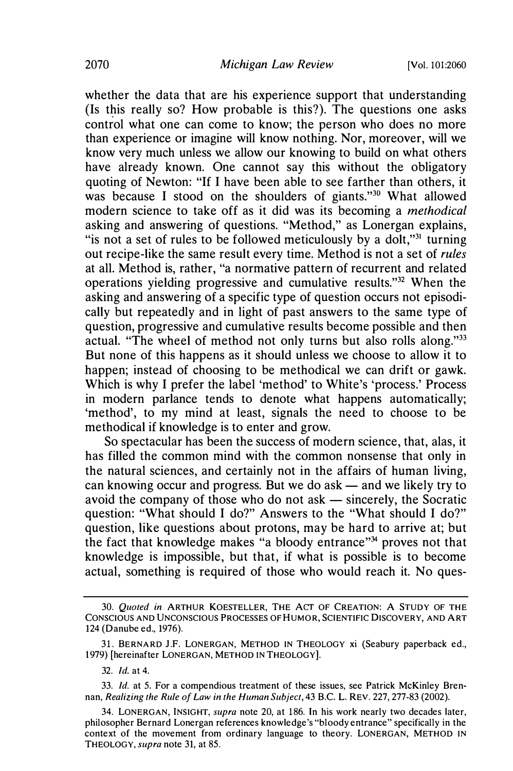whether the data that are his experience support that understanding (Is this really so? How probable is this?). The questions one asks control what one can come to know; the person who does no more than experience or imagine will know nothing. Nor, moreover, will we know very much unless we allow our knowing to build on what others have already known. One cannot say this without the obligatory quoting of Newton: "If I have been able to see farther than others, it was because I stood on the shoulders of giants."[30] What allowed modern science to take off as it did was its becoming a *methodical* asking and answering of questions. "Method," as Lonergan explains, "is not a set of rules to be followed meticulously by a dolt,"[31] turning out recipe-like the same result every time. Method is not a set of *rules* at all. Method is, rather, "a normative pattern of recurrent and related operations yielding progressive and cumulative results."[32] When the asking and answering of a specific type of question occurs not episodically but repeatedly and in light of past answers to the same type of question, progressive and cumulative results become possible and then actual. "The wheel of method not only turns but also rolls along."[33] But none of this happens as it should unless we choose to allow it to happen; instead of choosing to be methodical we can drift or gawk. Which is why I prefer the label 'method' to White's 'process.' Process in modern parlance tends to denote what happens automatically; 'method', to my mind at least, signals the need to choose to be methodical if knowledge is to enter and grow.

So spectacular has been the success of modern science, that, alas, it has filled the common mind with the common nonsense that only in the natural sciences, and certainly not in the affairs of human living, can knowing occur and progress. But we do ask — and we likely try to avoid the company of those who do not ask — sincerely, the Socratic question: "What should I do?" Answers to the "What should I do?" question, like questions about protons, may be hard to arrive at; but the fact that knowledge makes "a bloody entrance"[34] proves not that knowledge is impossible, but that, if what is possible is to become actual, something is required of those who would reach it. No ques-

30. *Quoted in* ARTHUR KOESTELLER, THE ACT OF CREATION: A STUDY OF THE CONSCIOUS AND UNCONSCIOUS PROCESSES OF HUMOR, SCIENTIFIC DISCOVERY, AND ART 124 (Danube ed., 1976).

31. BERNARD J.F. LONERGAN, METHOD IN THEOLOGY xi (Seabury paperback ed., 1979) [hereinafter LONERGAN, METHOD IN THEOLOGY].

32. *Id.* at 4.

33. *Id.* at 5. For a compendious treatment of these issues, see Patrick McKinley Brennan, *Realizing the Rule of Law in the Human Subject*, 43 B.C. L. REV. 227, 277-83 (2002).

34. LONERGAN, INSIGHT, *supra* note 20, at 186. In his work nearly two decades later, philosopher Bernard Lonergan references knowledge's "bloody entrance" specifically in the context of the movement from ordinary language to theory. LONERGAN, METHOD IN THEOLOGY, *supra* note 31, at 85.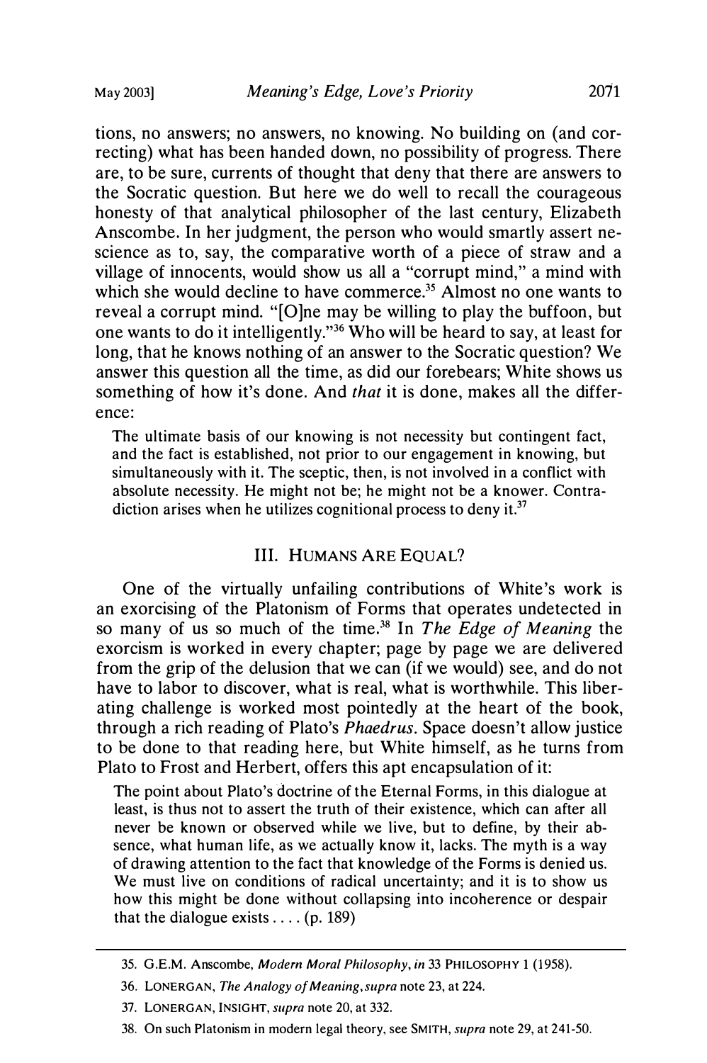tions, no answers; no answers, no knowing. No building on (and correcting) what has been handed down, no possibility of progress. There are, to be sure, currents of thought that deny that there are answers to the Socratic question. But here we do well to recall the courageous honesty of that analytical philosopher of the last century, Elizabeth Anscombe. In her judgment, the person who would smartly assert nescience as to, say, the comparative worth of a piece of straw and a village of innocents, would show us all a "corrupt mind," a mind with which she would decline to have commerce.[35] Almost no one wants to reveal a corrupt mind. "[O]ne may be willing to play the buffoon, but one wants to do it intelligently."[36] Who will be heard to say, at least for long, that he knows nothing of an answer to the Socratic question? We answer this question all the time, as did our forebears; White shows us something of how it's done. And *that* it is done, makes all the difference:

> The ultimate basis of our knowing is not necessity but contingent fact, and the fact is established, not prior to our engagement in knowing, but simultaneously with it. The sceptic, then, is not involved in a conflict with absolute necessity. He might not be; he might not be a knower. Contradiction arises when he utilizes cognitional process to deny it.[37]

## III. HUMANS ARE EQUAL?

One of the virtually unfailing contributions of White's work is an exorcising of the Platonism of Forms that operates undetected in so many of us so much of the time.[38] In *The Edge of Meaning* the exorcism is worked in every chapter; page by page we are delivered from the grip of the delusion that we can (if we would) see, and do not have to labor to discover, what is real, what is worthwhile. This liberating challenge is worked most pointedly at the heart of the book, through a rich reading of Plato's *Phaedrus*. Space doesn't allow justice to be done to that reading here, but White himself, as he turns from Plato to Frost and Herbert, offers this apt encapsulation of it:

> The point about Plato's doctrine of the Eternal Forms, in this dialogue at least, is thus not to assert the truth of their existence, which can after all never be known or observed while we live, but to define, by their absence, what human life, as we actually know it, lacks. The myth is a way of drawing attention to the fact that knowledge of the Forms is denied us. We must live on conditions of radical uncertainty; and it is to show us how this might be done without collapsing into incoherence or despair that the dialogue exists . . . . (p. 189)

---

35. G.E.M. Anscombe, *Modern Moral Philosophy*, *in* 33 PHILOSOPHY 1 (1958).

36. LONERGAN, *The Analogy of Meaning*, *supra* note 23, at 224.

37. LONERGAN, INSIGHT, *supra* note 20, at 332.

38. On such Platonism in modern legal theory, see SMITH, *supra* note 29, at 241-50.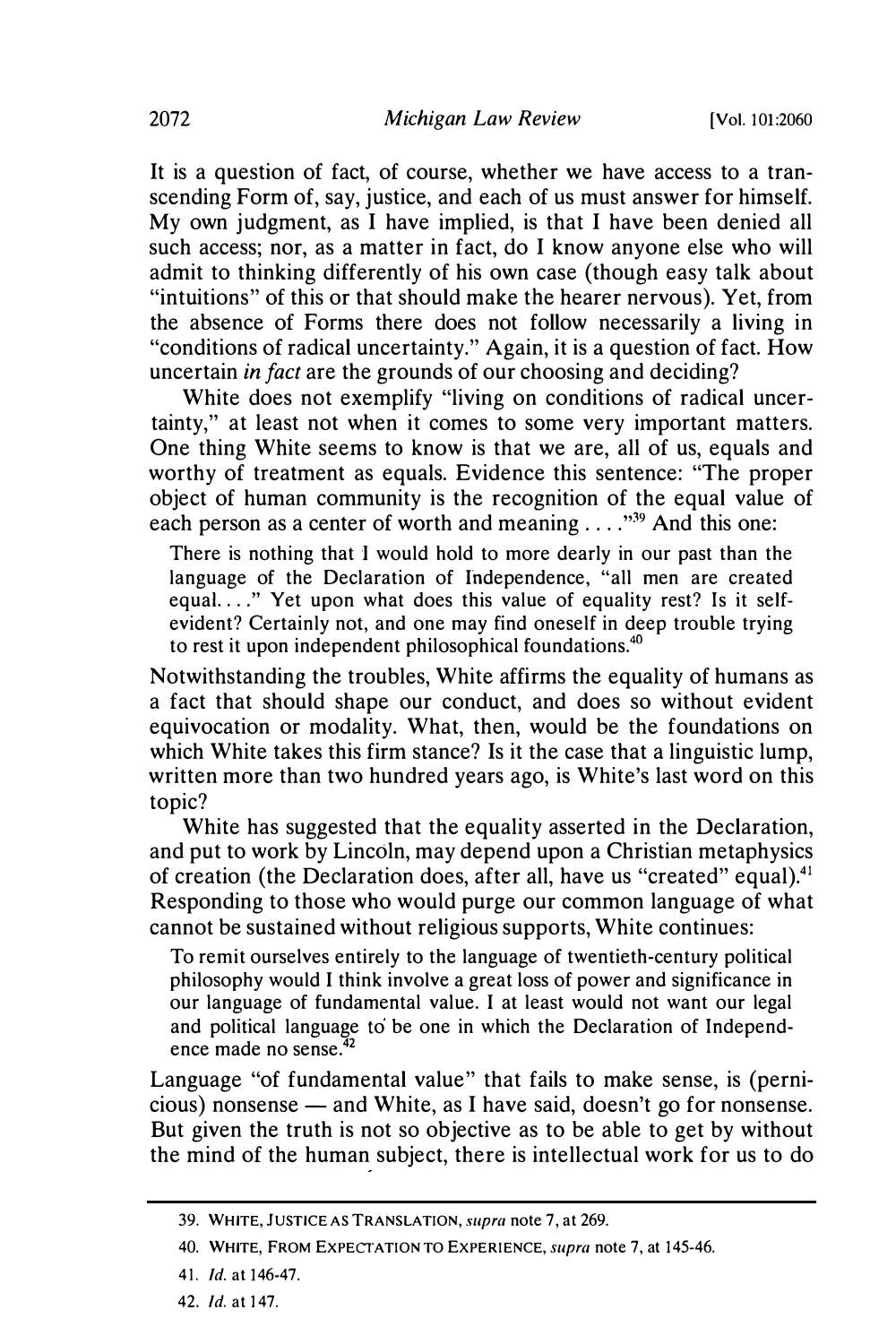It is a question of fact, of course, whether we have access to a transcending Form of, say, justice, and each of us must answer for himself. My own judgment, as I have implied, is that I have been denied all such access; nor, as a matter in fact, do I know anyone else who will admit to thinking differently of his own case (though easy talk about "intuitions" of this or that should make the hearer nervous). Yet, from the absence of Forms there does not follow necessarily a living in "conditions of radical uncertainty." Again, it is a question of fact. How uncertain *in fact* are the grounds of our choosing and deciding?

White does not exemplify "living on conditions of radical uncertainty," at least not when it comes to some very important matters. One thing White seems to know is that we are, all of us, equals and worthy of treatment as equals. Evidence this sentence: "The proper object of human community is the recognition of the equal value of each person as a center of worth and meaning . . . ."[39] And this one:

> There is nothing that I would hold to more dearly in our past than the language of the Declaration of Independence, "all men are created equal. . . ." Yet upon what does this value of equality rest? Is it self-evident? Certainly not, and one may find oneself in deep trouble trying to rest it upon independent philosophical foundations.[40]

Notwithstanding the troubles, White affirms the equality of humans as a fact that should shape our conduct, and does so without evident equivocation or modality. What, then, would be the foundations on which White takes this firm stance? Is it the case that a linguistic lump, written more than two hundred years ago, is White's last word on this topic?

White has suggested that the equality asserted in the Declaration, and put to work by Lincoln, may depend upon a Christian metaphysics of creation (the Declaration does, after all, have us "created" equal).[41] Responding to those who would purge our common language of what cannot be sustained without religious supports, White continues:

> To remit ourselves entirely to the language of twentieth-century political philosophy would I think involve a great loss of power and significance in our language of fundamental value. I at least would not want our legal and political language to be one in which the Declaration of Independence made no sense.[42]

Language "of fundamental value" that fails to make sense, is (pernicious) nonsense — and White, as I have said, doesn't go for nonsense. But given the truth is not so objective as to be able to get by without the mind of the human subject, there is intellectual work for us to do

---

39. WHITE, JUSTICE AS TRANSLATION, *supra* note 7, at 269.

40. WHITE, FROM EXPECTATION TO EXPERIENCE, *supra* note 7, at 145-46.

41. *Id.* at 146-47.

42. *Id.* at 147.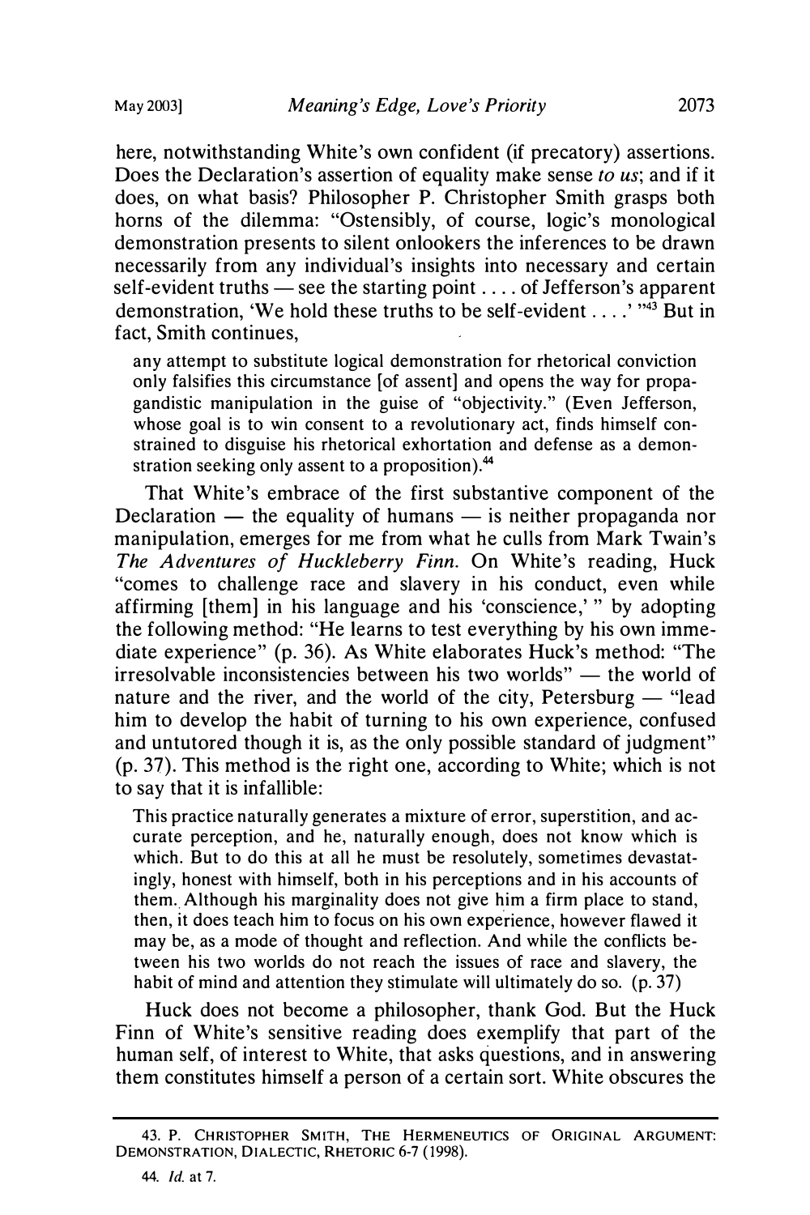here, notwithstanding White's own confident (if precatory) assertions. Does the Declaration's assertion of equality make sense *to us*; and if it does, on what basis? Philosopher P. Christopher Smith grasps both horns of the dilemma: "Ostensibly, of course, logic's monological demonstration presents to silent onlookers the inferences to be drawn necessarily from any individual's insights into necessary and certain self-evident truths — see the starting point . . . . of Jefferson's apparent demonstration, 'We hold these truths to be self-evident . . . .' "[43] But in fact, Smith continues,

> any attempt to substitute logical demonstration for rhetorical conviction only falsifies this circumstance [of assent] and opens the way for propagandistic manipulation in the guise of "objectivity." (Even Jefferson, whose goal is to win consent to a revolutionary act, finds himself constrained to disguise his rhetorical exhortation and defense as a demonstration seeking only assent to a proposition).[44]

That White's embrace of the first substantive component of the Declaration — the equality of humans — is neither propaganda nor manipulation, emerges for me from what he culls from Mark Twain's *The Adventures of Huckleberry Finn*. On White's reading, Huck "comes to challenge race and slavery in his conduct, even while affirming [them] in his language and his 'conscience,' " by adopting the following method: "He learns to test everything by his own immediate experience" (p. 36). As White elaborates Huck's method: "The irresolvable inconsistencies between his two worlds" — the world of nature and the river, and the world of the city, Petersburg — "lead him to develop the habit of turning to his own experience, confused and untutored though it is, as the only possible standard of judgment" (p. 37). This method is the right one, according to White; which is not to say that it is infallible:

> This practice naturally generates a mixture of error, superstition, and accurate perception, and he, naturally enough, does not know which is which. But to do this at all he must be resolutely, sometimes devastatingly, honest with himself, both in his perceptions and in his accounts of them. Although his marginality does not give him a firm place to stand, then, it does teach him to focus on his own experience, however flawed it may be, as a mode of thought and reflection. And while the conflicts between his two worlds do not reach the issues of race and slavery, the habit of mind and attention they stimulate will ultimately do so. (p. 37)

Huck does not become a philosopher, thank God. But the Huck Finn of White's sensitive reading does exemplify that part of the human self, of interest to White, that asks questions, and in answering them constitutes himself a person of a certain sort. White obscures the

---

43. P. CHRISTOPHER SMITH, THE HERMENEUTICS OF ORIGINAL ARGUMENT: DEMONSTRATION, DIALECTIC, RHETORIC 6-7 (1998).

44. *Id.* at 7.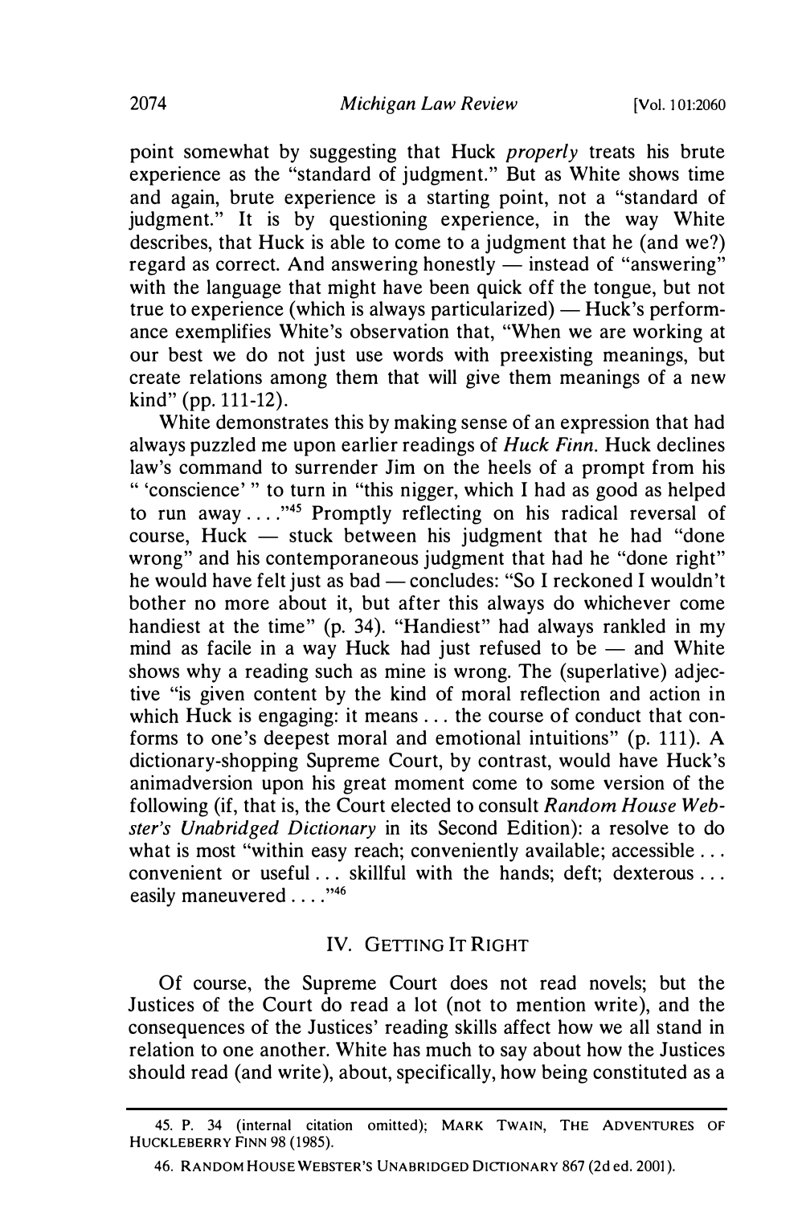point somewhat by suggesting that Huck *properly* treats his brute experience as the "standard of judgment." But as White shows time and again, brute experience is a starting point, not a "standard of judgment." It is by questioning experience, in the way White describes, that Huck is able to come to a judgment that he (and we?) regard as correct. And answering honestly — instead of "answering" with the language that might have been quick off the tongue, but not true to experience (which is always particularized) — Huck's performance exemplifies White's observation that, "When we are working at our best we do not just use words with preexisting meanings, but create relations among them that will give them meanings of a new kind" (pp. 111-12).

White demonstrates this by making sense of an expression that had always puzzled me upon earlier readings of *Huck Finn*. Huck declines law's command to surrender Jim on the heels of a prompt from his " 'conscience' " to turn in "this nigger, which I had as good as helped to run away . . . ."[45] Promptly reflecting on his radical reversal of course, Huck — stuck between his judgment that he had "done wrong" and his contemporaneous judgment that had he "done right" he would have felt just as bad — concludes: "So I reckoned I wouldn't bother no more about it, but after this always do whichever come handiest at the time" (p. 34). "Handiest" had always rankled in my mind as facile in a way Huck had just refused to be — and White shows why a reading such as mine is wrong. The (superlative) adjective "is given content by the kind of moral reflection and action in which Huck is engaging: it means . . . the course of conduct that conforms to one's deepest moral and emotional intuitions" (p. 111). A dictionary-shopping Supreme Court, by contrast, would have Huck's animadversion upon his great moment come to some version of the following (if, that is, the Court elected to consult *Random House Webster's Unabridged Dictionary* in its Second Edition): a resolve to do what is most "within easy reach; conveniently available; accessible . . . convenient or useful . . . skillful with the hands; deft; dexterous . . . easily maneuvered . . . ."[46]

## IV. Getting It Right

Of course, the Supreme Court does not read novels; but the Justices of the Court do read a lot (not to mention write), and the consequences of the Justices' reading skills affect how we all stand in relation to one another. White has much to say about how the Justices should read (and write), about, specifically, how being constituted as a

45. P. 34 (internal citation omitted); MARK TWAIN, THE ADVENTURES OF HUCKLEBERRY FINN 98 (1985).

46. RANDOM HOUSE WEBSTER'S UNABRIDGED DICTIONARY 867 (2d ed. 2001).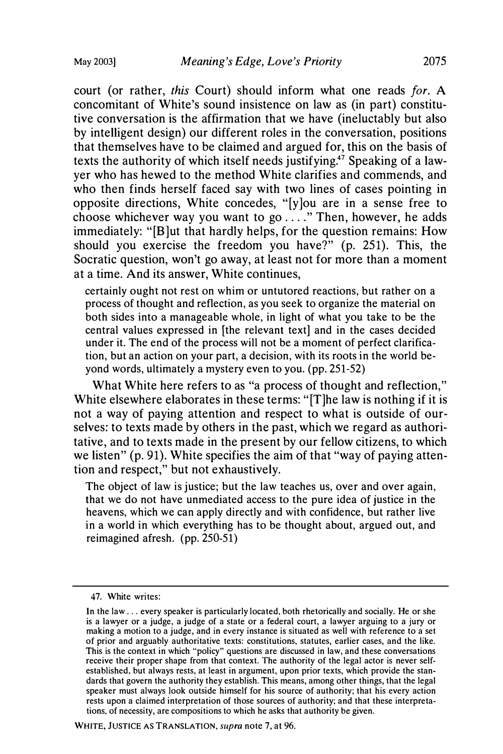court (or rather, *this* Court) should inform what one reads *for*. A concomitant of White's sound insistence on law as (in part) constitutive conversation is the affirmation that we have (ineluctably but also by intelligent design) our different roles in the conversation, positions that themselves have to be claimed and argued for, this on the basis of texts the authority of which itself needs justifying.[47] Speaking of a lawyer who has hewed to the method White clarifies and commends, and who then finds herself faced say with two lines of cases pointing in opposite directions, White concedes, "[y]ou are in a sense free to choose whichever way you want to go . . . ." Then, however, he adds immediately: "[B]ut that hardly helps, for the question remains: How should you exercise the freedom you have?" (p. 251). This, the Socratic question, won't go away, at least not for more than a moment at a time. And its answer, White continues,

> certainly ought not rest on whim or untutored reactions, but rather on a process of thought and reflection, as you seek to organize the material on both sides into a manageable whole, in light of what you take to be the central values expressed in [the relevant text] and in the cases decided under it. The end of the process will not be a moment of perfect clarification, but an action on your part, a decision, with its roots in the world beyond words, ultimately a mystery even to you. (pp. 251-52)

What White here refers to as "a process of thought and reflection," White elsewhere elaborates in these terms: "[T]he law is nothing if it is not a way of paying attention and respect to what is outside of ourselves: to texts made by others in the past, which we regard as authoritative, and to texts made in the present by our fellow citizens, to which we listen" (p. 91). White specifies the aim of that "way of paying attention and respect," but not exhaustively.

> The object of law is justice; but the law teaches us, over and over again, that we do not have unmediated access to the pure idea of justice in the heavens, which we can apply directly and with confidence, but rather live in a world in which everything has to be thought about, argued out, and reimagined afresh. (pp. 250-51)

---

47. White writes:

> In the law . . . every speaker is particularly located, both rhetorically and socially. He or she is a lawyer or a judge, a judge of a state or a federal court, a lawyer arguing to a jury or making a motion to a judge, and in every instance is situated as well with reference to a set of prior and arguably authoritative texts: constitutions, statutes, earlier cases, and the like. This is the context in which "policy" questions are discussed in law, and these conversations receive their proper shape from that context. The authority of the legal actor is never self-established, but always rests, at least in argument, upon prior texts, which provide the standards that govern the authority they establish. This means, among other things, that the legal speaker must always look outside himself for his source of authority; that his every action rests upon a claimed interpretation of those sources of authority; and that these interpretations, of necessity, are compositions to which he asks that authority be given.

WHITE, JUSTICE AS TRANSLATION, *supra* note 7, at 96.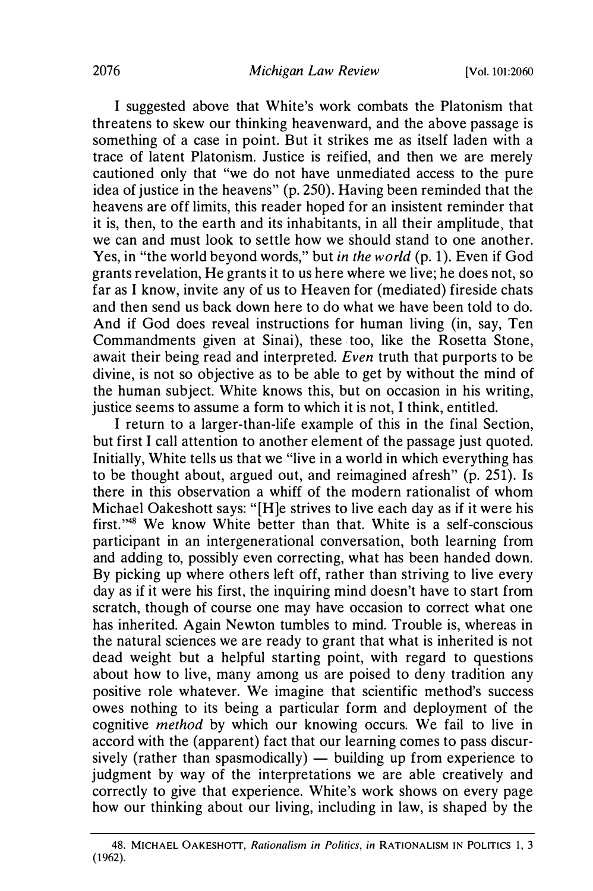I suggested above that White's work combats the Platonism that threatens to skew our thinking heavenward, and the above passage is something of a case in point. But it strikes me as itself laden with a trace of latent Platonism. Justice is reified, and then we are merely cautioned only that "we do not have unmediated access to the pure idea of justice in the heavens" (p. 250). Having been reminded that the heavens are off limits, this reader hoped for an insistent reminder that it is, then, to the earth and its inhabitants, in all their amplitude, that we can and must look to settle how we should stand to one another. Yes, in "the world beyond words," but *in the world* (p. 1). Even if God grants revelation, He grants it to us here where we live; he does not, so far as I know, invite any of us to Heaven for (mediated) fireside chats and then send us back down here to do what we have been told to do. And if God does reveal instructions for human living (in, say, Ten Commandments given at Sinai), these too, like the Rosetta Stone, await their being read and interpreted. *Even* truth that purports to be divine, is not so objective as to be able to get by without the mind of the human subject. White knows this, but on occasion in his writing, justice seems to assume a form to which it is not, I think, entitled.

I return to a larger-than-life example of this in the final Section, but first I call attention to another element of the passage just quoted. Initially, White tells us that we "live in a world in which everything has to be thought about, argued out, and reimagined afresh" (p. 251). Is there in this observation a whiff of the modern rationalist of whom Michael Oakeshott says: "[H]e strives to live each day as if it were his first."[48] We know White better than that. White is a self-conscious participant in an intergenerational conversation, both learning from and adding to, possibly even correcting, what has been handed down. By picking up where others left off, rather than striving to live every day as if it were his first, the inquiring mind doesn't have to start from scratch, though of course one may have occasion to correct what one has inherited. Again Newton tumbles to mind. Trouble is, whereas in the natural sciences we are ready to grant that what is inherited is not dead weight but a helpful starting point, with regard to questions about how to live, many among us are poised to deny tradition any positive role whatever. We imagine that scientific method's success owes nothing to its being a particular form and deployment of the cognitive *method* by which our knowing occurs. We fail to live in accord with the (apparent) fact that our learning comes to pass discursively (rather than spasmodically) — building up from experience to judgment by way of the interpretations we are able creatively and correctly to give that experience. White's work shows on every page how our thinking about our living, including in law, is shaped by the

48. MICHAEL OAKESHOTT, *Rationalism in Politics*, *in* RATIONALISM IN POLITICS 1, 3 (1962).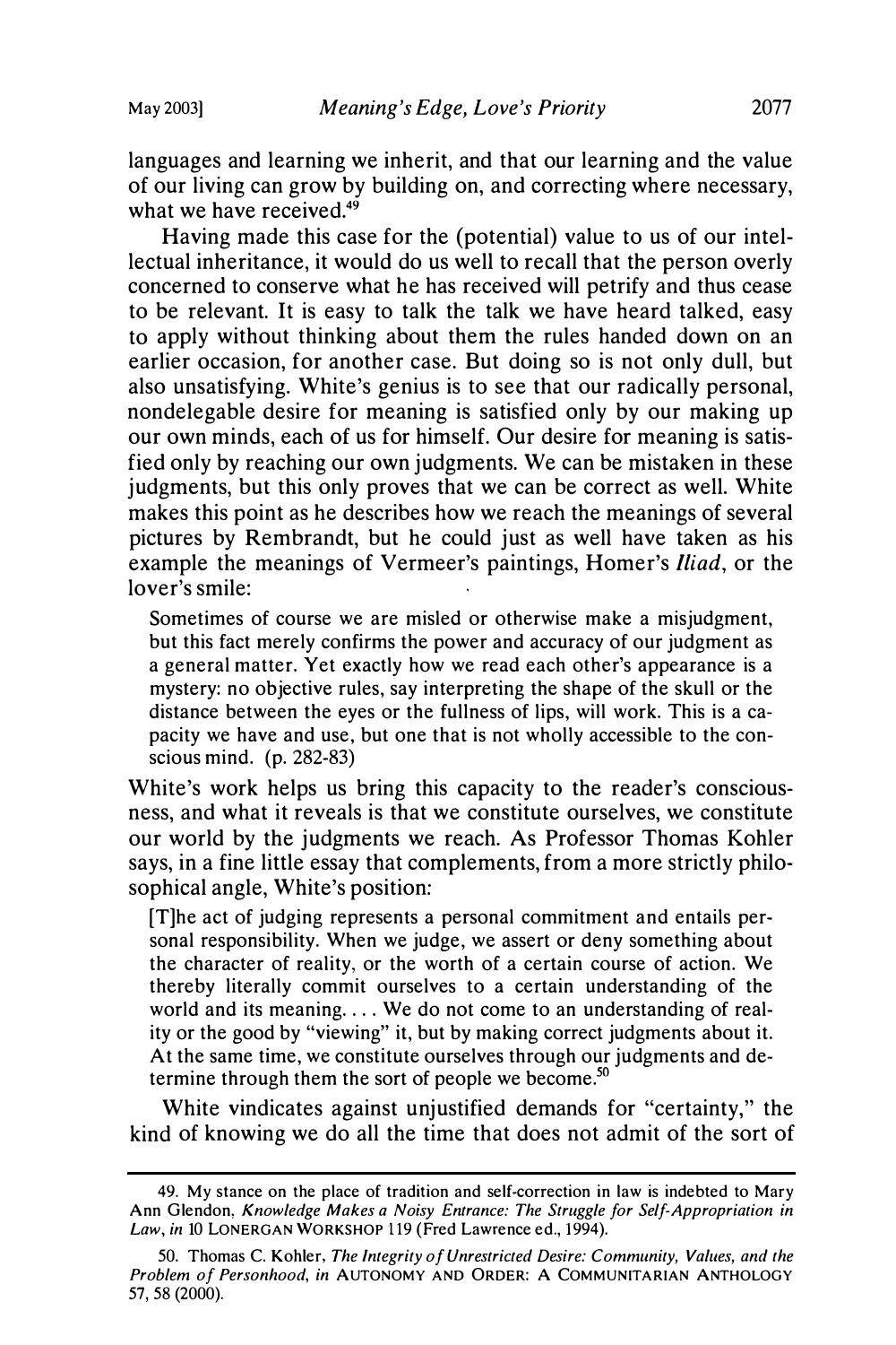languages and learning we inherit, and that our learning and the value of our living can grow by building on, and correcting where necessary, what we have received.[49]

Having made this case for the (potential) value to us of our intellectual inheritance, it would do us well to recall that the person overly concerned to conserve what he has received will petrify and thus cease to be relevant. It is easy to talk the talk we have heard talked, easy to apply without thinking about them the rules handed down on an earlier occasion, for another case. But doing so is not only dull, but also unsatisfying. White's genius is to see that our radically personal, nondelegable desire for meaning is satisfied only by our making up our own minds, each of us for himself. Our desire for meaning is satisfied only by reaching our own judgments. We can be mistaken in these judgments, but this only proves that we can be correct as well. White makes this point as he describes how we reach the meanings of several pictures by Rembrandt, but he could just as well have taken as his example the meanings of Vermeer's paintings, Homer's *Iliad*, or the lover's smile:

> Sometimes of course we are misled or otherwise make a misjudgment, but this fact merely confirms the power and accuracy of our judgment as a general matter. Yet exactly how we read each other's appearance is a mystery: no objective rules, say interpreting the shape of the skull or the distance between the eyes or the fullness of lips, will work. This is a capacity we have and use, but one that is not wholly accessible to the conscious mind. (p. 282-83)

White's work helps us bring this capacity to the reader's consciousness, and what it reveals is that we constitute ourselves, we constitute our world by the judgments we reach. As Professor Thomas Kohler says, in a fine little essay that complements, from a more strictly philosophical angle, White's position:

> [T]he act of judging represents a personal commitment and entails personal responsibility. When we judge, we assert or deny something about the character of reality, or the worth of a certain course of action. We thereby literally commit ourselves to a certain understanding of the world and its meaning. . . . We do not come to an understanding of reality or the good by "viewing" it, but by making correct judgments about it. At the same time, we constitute ourselves through our judgments and determine through them the sort of people we become.[50]

White vindicates against unjustified demands for "certainty," the kind of knowing we do all the time that does not admit of the sort of

---

49. My stance on the place of tradition and self-correction in law is indebted to Mary Ann Glendon, *Knowledge Makes a Noisy Entrance: The Struggle for Self-Appropriation in Law*, *in* 10 LONERGAN WORKSHOP 119 (Fred Lawrence ed., 1994).

50. Thomas C. Kohler, *The Integrity of Unrestricted Desire: Community, Values, and the Problem of Personhood*, *in* AUTONOMY AND ORDER: A COMMUNITARIAN ANTHOLOGY 57, 58 (2000).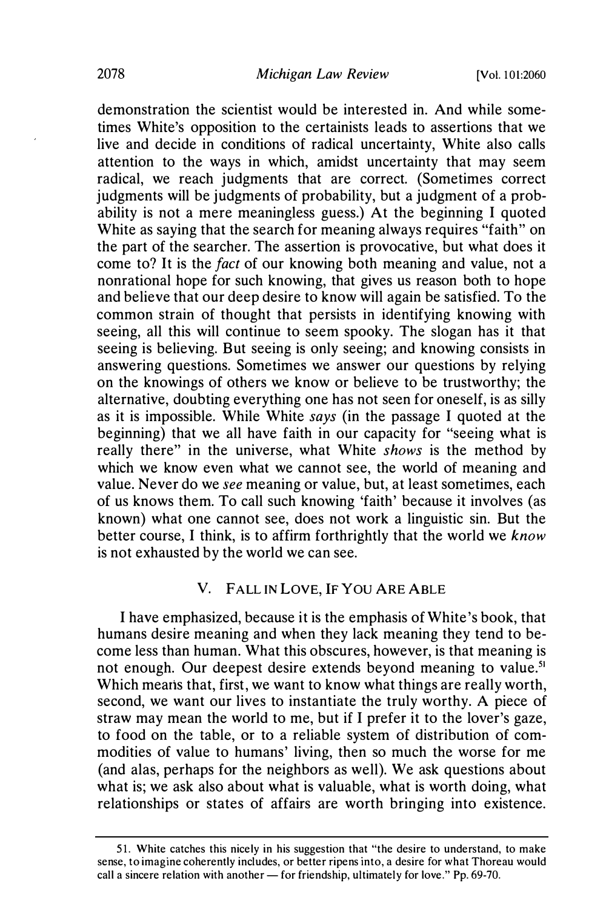demonstration the scientist would be interested in. And while sometimes White's opposition to the certainists leads to assertions that we live and decide in conditions of radical uncertainty, White also calls attention to the ways in which, amidst uncertainty that may seem radical, we reach judgments that are correct. (Sometimes correct judgments will be judgments of probability, but a judgment of a probability is not a mere meaningless guess.) At the beginning I quoted White as saying that the search for meaning always requires "faith" on the part of the searcher. The assertion is provocative, but what does it come to? It is the *fact* of our knowing both meaning and value, not a nonrational hope for such knowing, that gives us reason both to hope and believe that our deep desire to know will again be satisfied. To the common strain of thought that persists in identifying knowing with seeing, all this will continue to seem spooky. The slogan has it that seeing is believing. But seeing is only seeing; and knowing consists in answering questions. Sometimes we answer our questions by relying on the knowings of others we know or believe to be trustworthy; the alternative, doubting everything one has not seen for oneself, is as silly as it is impossible. While White *says* (in the passage I quoted at the beginning) that we all have faith in our capacity for "seeing what is really there" in the universe, what White *shows* is the method by which we know even what we cannot see, the world of meaning and value. Never do we *see* meaning or value, but, at least sometimes, each of us knows them. To call such knowing 'faith' because it involves (as known) what one cannot see, does not work a linguistic sin. But the better course, I think, is to affirm forthrightly that the world we *know* is not exhausted by the world we can see.

## V. Fall in Love, If You Are Able

I have emphasized, because it is the emphasis of White's book, that humans desire meaning and when they lack meaning they tend to become less than human. What this obscures, however, is that meaning is not enough. Our deepest desire extends beyond meaning to value.[51] Which means that, first, we want to know what things are really worth, second, we want our lives to instantiate the truly worthy. A piece of straw may mean the world to me, but if I prefer it to the lover's gaze, to food on the table, or to a reliable system of distribution of commodities of value to humans' living, then so much the worse for me (and alas, perhaps for the neighbors as well). We ask questions about what is; we ask also about what is valuable, what is worth doing, what relationships or states of affairs are worth bringing into existence.

---

51. White catches this nicely in his suggestion that "the desire to understand, to make sense, to imagine coherently includes, or better ripens into, a desire for what Thoreau would call a sincere relation with another — for friendship, ultimately for love." Pp. 69-70.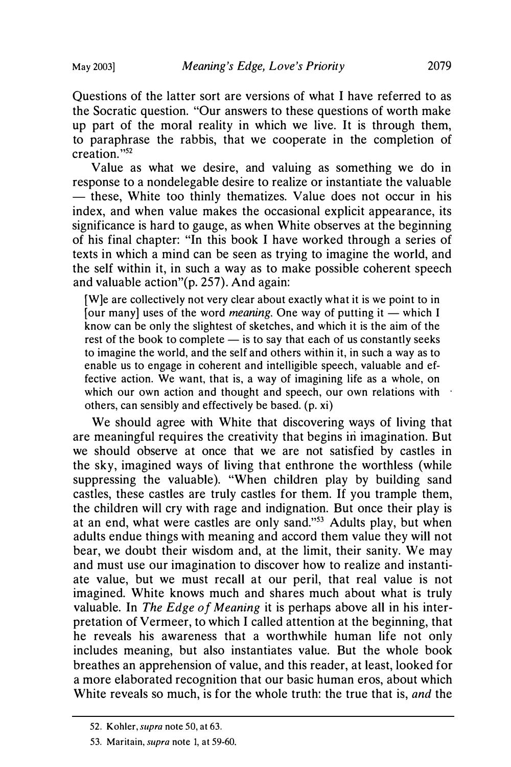Questions of the latter sort are versions of what I have referred to as the Socratic question. "Our answers to these questions of worth make up part of the moral reality in which we live. It is through them, to paraphrase the rabbis, that we cooperate in the completion of creation."[52]

Value as what we desire, and valuing as something we do in response to a nondelegable desire to realize or instantiate the valuable — these, White too thinly thematizes. Value does not occur in his index, and when value makes the occasional explicit appearance, its significance is hard to gauge, as when White observes at the beginning of his final chapter: "In this book I have worked through a series of texts in which a mind can be seen as trying to imagine the world, and the self within it, in such a way as to make possible coherent speech and valuable action"(p. 257). And again:

> [W]e are collectively not very clear about exactly what it is we point to in [our many] uses of the word *meaning*. One way of putting it — which I know can be only the slightest of sketches, and which it is the aim of the rest of the book to complete — is to say that each of us constantly seeks to imagine the world, and the self and others within it, in such a way as to enable us to engage in coherent and intelligible speech, valuable and effective action. We want, that is, a way of imagining life as a whole, on which our own action and thought and speech, our own relations with others, can sensibly and effectively be based. (p. xi)

We should agree with White that discovering ways of living that are meaningful requires the creativity that begins in imagination. But we should observe at once that we are not satisfied by castles in the sky, imagined ways of living that enthrone the worthless (while suppressing the valuable). "When children play by building sand castles, these castles are truly castles for them. If you trample them, the children will cry with rage and indignation. But once their play is at an end, what were castles are only sand."[53] Adults play, but when adults endue things with meaning and accord them value they will not bear, we doubt their wisdom and, at the limit, their sanity. We may and must use our imagination to discover how to realize and instantiate value, but we must recall at our peril, that real value is not imagined. White knows much and shares much about what is truly valuable. In *The Edge of Meaning* it is perhaps above all in his interpretation of Vermeer, to which I called attention at the beginning, that he reveals his awareness that a worthwhile human life not only includes meaning, but also instantiates value. But the whole book breathes an apprehension of value, and this reader, at least, looked for a more elaborated recognition that our basic human eros, about which White reveals so much, is for the whole truth: the true that is, *and* the

---

52. Kohler, *supra* note 50, at 63.

53. Maritain, *supra* note 1, at 59-60.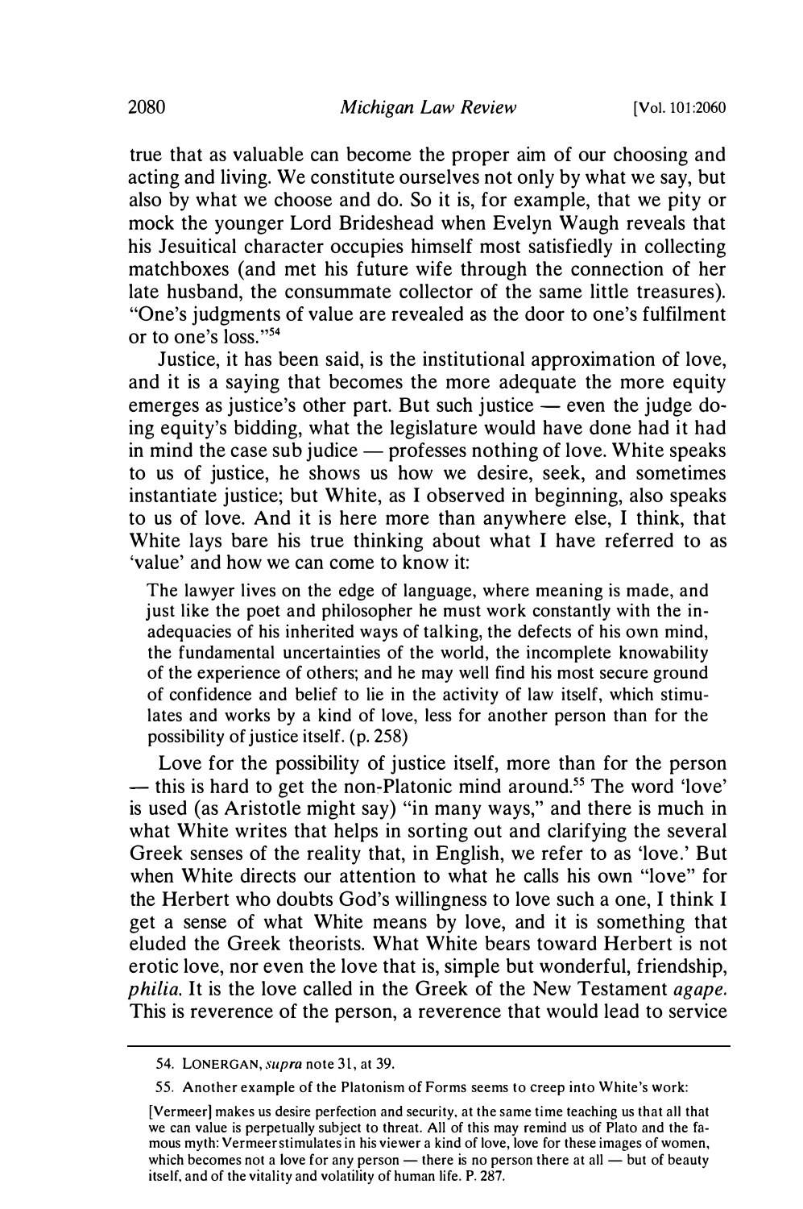true that as valuable can become the proper aim of our choosing and acting and living. We constitute ourselves not only by what we say, but also by what we choose and do. So it is, for example, that we pity or mock the younger Lord Brideshead when Evelyn Waugh reveals that his Jesuitical character occupies himself most satisfiedly in collecting matchboxes (and met his future wife through the connection of her late husband, the consummate collector of the same little treasures). "One's judgments of value are revealed as the door to one's fulfilment or to one's loss."[54]

Justice, it has been said, is the institutional approximation of love, and it is a saying that becomes the more adequate the more equity emerges as justice's other part. But such justice — even the judge doing equity's bidding, what the legislature would have done had it had in mind the case sub judice — professes nothing of love. White speaks to us of justice, he shows us how we desire, seek, and sometimes instantiate justice; but White, as I observed in beginning, also speaks to us of love. And it is here more than anywhere else, I think, that White lays bare his true thinking about what I have referred to as 'value' and how we can come to know it:

> The lawyer lives on the edge of language, where meaning is made, and just like the poet and philosopher he must work constantly with the inadequacies of his inherited ways of talking, the defects of his own mind, the fundamental uncertainties of the world, the incomplete knowability of the experience of others; and he may well find his most secure ground of confidence and belief to lie in the activity of law itself, which stimulates and works by a kind of love, less for another person than for the possibility of justice itself. (p. 258)

Love for the possibility of justice itself, more than for the person — this is hard to get the non-Platonic mind around.[55] The word 'love' is used (as Aristotle might say) "in many ways," and there is much in what White writes that helps in sorting out and clarifying the several Greek senses of the reality that, in English, we refer to as 'love.' But when White directs our attention to what he calls his own "love" for the Herbert who doubts God's willingness to love such a one, I think I get a sense of what White means by love, and it is something that eluded the Greek theorists. What White bears toward Herbert is not erotic love, nor even the love that is, simple but wonderful, friendship, *philia*. It is the love called in the Greek of the New Testament *agape*. This is reverence of the person, a reverence that would lead to service

---

54. LONERGAN, *supra* note 31, at 39.

55. Another example of the Platonism of Forms seems to creep into White's work:

> [Vermeer] makes us desire perfection and security, at the same time teaching us that all that we can value is perpetually subject to threat. All of this may remind us of Plato and the famous myth: Vermeer stimulates in his viewer a kind of love, love for these images of women, which becomes not a love for any person — there is no person there at all — but of beauty itself, and of the vitality and volatility of human life. P. 287.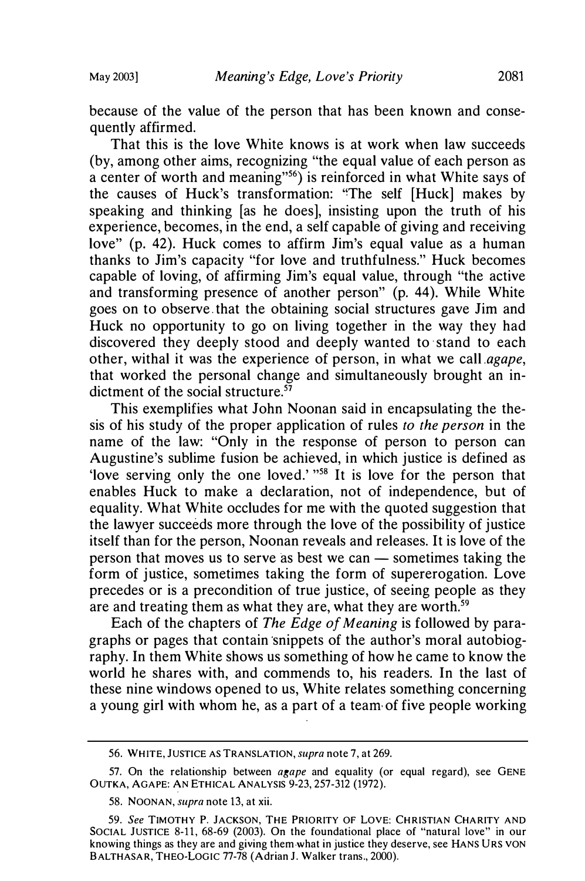because of the value of the person that has been known and consequently affirmed.

That this is the love White knows is at work when law succeeds (by, among other aims, recognizing "the equal value of each person as a center of worth and meaning"[56]) is reinforced in what White says of the causes of Huck's transformation: "The self [Huck] makes by speaking and thinking [as he does], insisting upon the truth of his experience, becomes, in the end, a self capable of giving and receiving love" (p. 42). Huck comes to affirm Jim's equal value as a human thanks to Jim's capacity "for love and truthfulness." Huck becomes capable of loving, of affirming Jim's equal value, through "the active and transforming presence of another person" (p. 44). While White goes on to observe that the obtaining social structures gave Jim and Huck no opportunity to go on living together in the way they had discovered they deeply stood and deeply wanted to stand to each other, withal it was the experience of person, in what we call *agape*, that worked the personal change and simultaneously brought an indictment of the social structure.[57]

This exemplifies what John Noonan said in encapsulating the thesis of his study of the proper application of rules *to the person* in the name of the law: "Only in the response of person to person can Augustine's sublime fusion be achieved, in which justice is defined as 'love serving only the one loved.' "[58] It is love for the person that enables Huck to make a declaration, not of independence, but of equality. What White occludes for me with the quoted suggestion that the lawyer succeeds more through the love of the possibility of justice itself than for the person, Noonan reveals and releases. It is love of the person that moves us to serve as best we can — sometimes taking the form of justice, sometimes taking the form of supererogation. Love precedes or is a precondition of true justice, of seeing people as they are and treating them as what they are, what they are worth.[59]

Each of the chapters of *The Edge of Meaning* is followed by paragraphs or pages that contain snippets of the author's moral autobiography. In them White shows us something of how he came to know the world he shares with, and commends to, his readers. In the last of these nine windows opened to us, White relates something concerning a young girl with whom he, as a part of a team of five people working

---

56. WHITE, JUSTICE AS TRANSLATION, *supra* note 7, at 269.

57. On the relationship between *agape* and equality (or equal regard), see GENE OUTKA, AGAPE: AN ETHICAL ANALYSIS 9-23, 257-312 (1972).

58. NOONAN, *supra* note 13, at xii.

59. *See* TIMOTHY P. JACKSON, THE PRIORITY OF LOVE: CHRISTIAN CHARITY AND SOCIAL JUSTICE 8-11, 68-69 (2003). On the foundational place of "natural love" in our knowing things as they are and giving them what in justice they deserve, see HANS URS VON BALTHASAR, THEO-LOGIC 77-78 (Adrian J. Walker trans., 2000).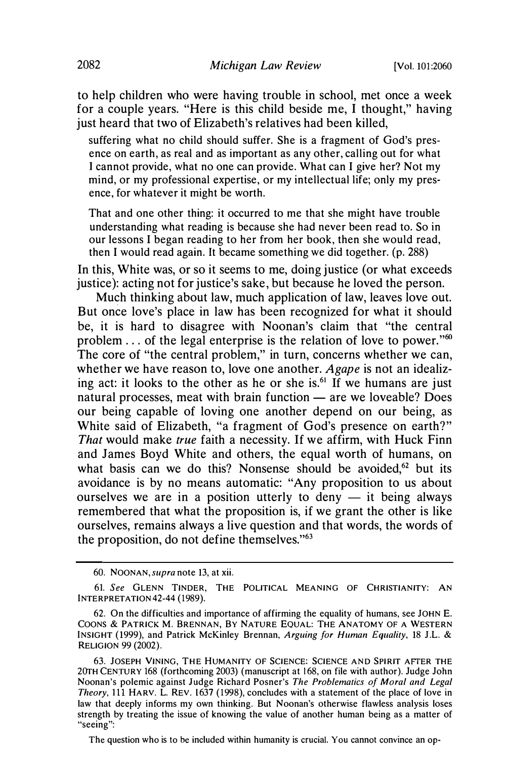to help children who were having trouble in school, met once a week for a couple years. "Here is this child beside me, I thought," having just heard that two of Elizabeth's relatives had been killed,

> suffering what no child should suffer. She is a fragment of God's presence on earth, as real and as important as any other, calling out for what I cannot provide, what no one can provide. What can I give her? Not my mind, or my professional expertise, or my intellectual life; only my presence, for whatever it might be worth.
>
> That and one other thing: it occurred to me that she might have trouble understanding what reading is because she had never been read to. So in our lessons I began reading to her from her book, then she would read, then I would read again. It became something we did together. (p. 288)

In this, White was, or so it seems to me, doing justice (or what exceeds justice): acting not for justice's sake, but because he loved the person.

Much thinking about law, much application of law, leaves love out. But once love's place in law has been recognized for what it should be, it is hard to disagree with Noonan's claim that "the central problem . . . of the legal enterprise is the relation of love to power."[60] The core of "the central problem," in turn, concerns whether we can, whether we have reason to, love one another. *Agape* is not an idealizing act: it looks to the other as he or she is.[61] If we humans are just natural processes, meat with brain function — are we loveable? Does our being capable of loving one another depend on our being, as White said of Elizabeth, "a fragment of God's presence on earth?" *That* would make *true* faith a necessity. If we affirm, with Huck Finn and James Boyd White and others, the equal worth of humans, on what basis can we do this? Nonsense should be avoided,[62] but its avoidance is by no means automatic: "Any proposition to us about ourselves we are in a position utterly to deny — it being always remembered that what the proposition is, if we grant the other is like ourselves, remains always a live question and that words, the words of the proposition, do not define themselves."[63]

---

60. NOONAN, *supra* note 13, at xii.

61. *See* GLENN TINDER, THE POLITICAL MEANING OF CHRISTIANITY: AN INTERPRETATION 42-44 (1989).

62. On the difficulties and importance of affirming the equality of humans, see JOHN E. COONS & PATRICK M. BRENNAN, BY NATURE EQUAL: THE ANATOMY OF A WESTERN INSIGHT (1999), and Patrick McKinley Brennan, *Arguing for Human Equality*, 18 J.L. & RELIGION 99 (2002).

63. JOSEPH VINING, THE HUMANITY OF SCIENCE: SCIENCE AND SPIRIT AFTER THE 20TH CENTURY 168 (forthcoming 2003) (manuscript at 168, on file with author). Judge John Noonan's polemic against Judge Richard Posner's *The Problematics of Moral and Legal Theory*, 111 HARV. L. REV. 1637 (1998), concludes with a statement of the place of love in law that deeply informs my own thinking. But Noonan's otherwise flawless analysis loses strength by treating the issue of knowing the value of another human being as a matter of "seeing":

> The question who is to be included within humanity is crucial. You cannot convince an op-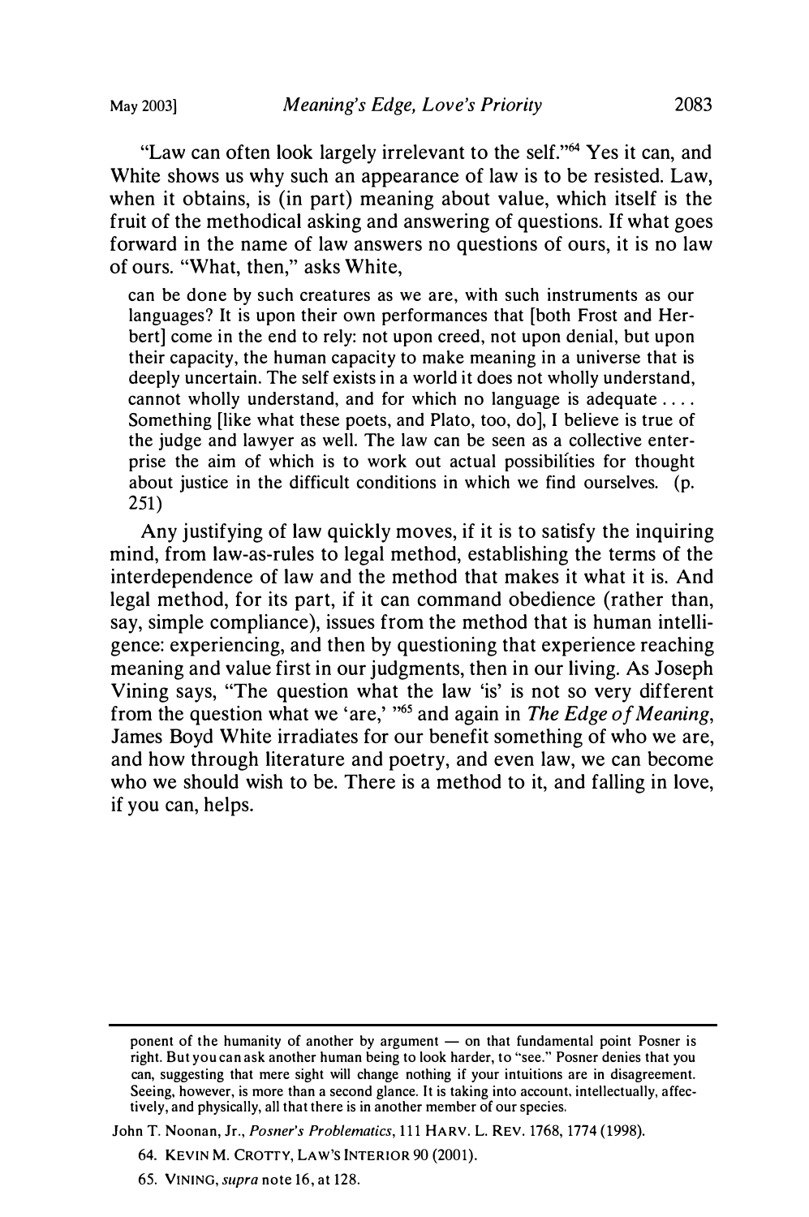"Law can often look largely irrelevant to the self."[64] Yes it can, and White shows us why such an appearance of law is to be resisted. Law, when it obtains, is (in part) meaning about value, which itself is the fruit of the methodical asking and answering of questions. If what goes forward in the name of law answers no questions of ours, it is no law of ours. "What, then," asks White,

> can be done by such creatures as we are, with such instruments as our languages? It is upon their own performances that [both Frost and Herbert] come in the end to rely: not upon creed, not upon denial, but upon their capacity, the human capacity to make meaning in a universe that is deeply uncertain. The self exists in a world it does not wholly understand, cannot wholly understand, and for which no language is adequate .... Something [like what these poets, and Plato, too, do], I believe is true of the judge and lawyer as well. The law can be seen as a collective enterprise the aim of which is to work out actual possibilities for thought about justice in the difficult conditions in which we find ourselves. (p. 251)

Any justifying of law quickly moves, if it is to satisfy the inquiring mind, from law-as-rules to legal method, establishing the terms of the interdependence of law and the method that makes it what it is. And legal method, for its part, if it can command obedience (rather than, say, simple compliance), issues from the method that is human intelligence: experiencing, and then by questioning that experience reaching meaning and value first in our judgments, then in our living. As Joseph Vining says, "The question what the law 'is' is not so very different from the question what we 'are,' "[65] and again in *The Edge of Meaning*, James Boyd White irradiates for our benefit something of who we are, and how through literature and poetry, and even law, we can become who we should wish to be. There is a method to it, and falling in love, if you can, helps.

---

ponent of the humanity of another by argument — on that fundamental point Posner is right. But you can ask another human being to look harder, to "see." Posner denies that you can, suggesting that mere sight will change nothing if your intuitions are in disagreement. Seeing, however, is more than a second glance. It is taking into account, intellectually, affectively, and physically, all that there is in another member of our species.

John T. Noonan, Jr., *Posner's Problematics*, 111 HARV. L. REV. 1768, 1774 (1998).

64. KEVIN M. CROTTY, LAW'S INTERIOR 90 (2001).

65. VINING, *supra* note 16, at 128.